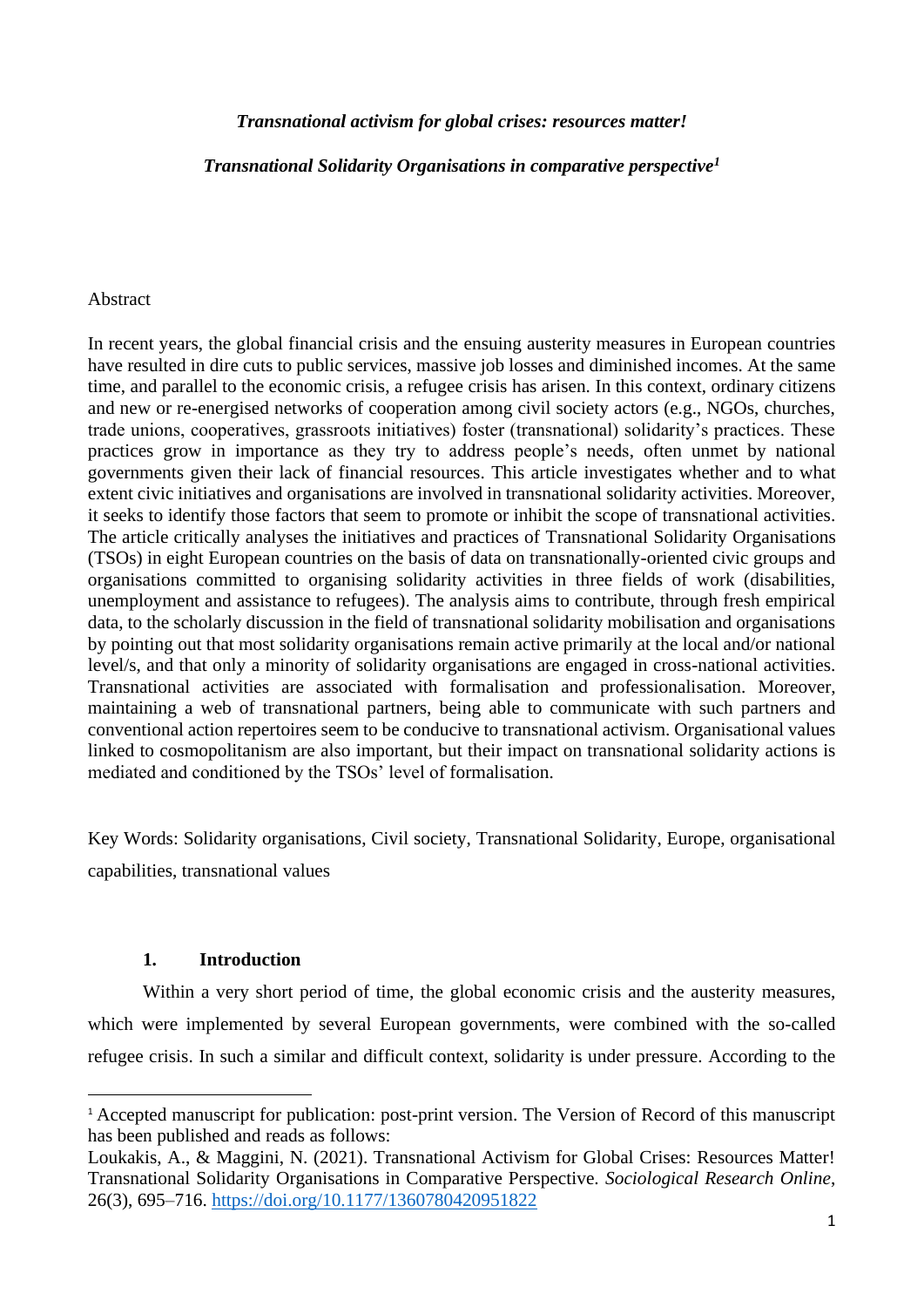***Transnational activism for global crises: resources matter!***

***Transnational Solidarity Organisations in comparative perspective[1]***

Abstract

In recent years, the global financial crisis and the ensuing austerity measures in European countries have resulted in dire cuts to public services, massive job losses and diminished incomes. At the same time, and parallel to the economic crisis, a refugee crisis has arisen. In this context, ordinary citizens and new or re-energised networks of cooperation among civil society actors (e.g., NGOs, churches, trade unions, cooperatives, grassroots initiatives) foster (transnational) solidarity's practices. These practices grow in importance as they try to address people's needs, often unmet by national governments given their lack of financial resources. This article investigates whether and to what extent civic initiatives and organisations are involved in transnational solidarity activities. Moreover, it seeks to identify those factors that seem to promote or inhibit the scope of transnational activities. The article critically analyses the initiatives and practices of Transnational Solidarity Organisations (TSOs) in eight European countries on the basis of data on transnationally-oriented civic groups and organisations committed to organising solidarity activities in three fields of work (disabilities, unemployment and assistance to refugees). The analysis aims to contribute, through fresh empirical data, to the scholarly discussion in the field of transnational solidarity mobilisation and organisations by pointing out that most solidarity organisations remain active primarily at the local and/or national level/s, and that only a minority of solidarity organisations are engaged in cross-national activities. Transnational activities are associated with formalisation and professionalisation. Moreover, maintaining a web of transnational partners, being able to communicate with such partners and conventional action repertoires seem to be conducive to transnational activism. Organisational values linked to cosmopolitanism are also important, but their impact on transnational solidarity actions is mediated and conditioned by the TSOs' level of formalisation.

Key Words: Solidarity organisations, Civil society, Transnational Solidarity, Europe, organisational capabilities, transnational values

## 1. Introduction

Within a very short period of time, the global economic crisis and the austerity measures, which were implemented by several European governments, were combined with the so-called refugee crisis. In such a similar and difficult context, solidarity is under pressure. According to the

---

[1] Accepted manuscript for publication: post-print version. The Version of Record of this manuscript has been published and reads as follows:

Loukakis, A., & Maggini, N. (2021). Transnational Activism for Global Crises: Resources Matter! Transnational Solidarity Organisations in Comparative Perspective. *Sociological Research Online*, 26(3), 695–716. https://doi.org/10.1177/1360780420951822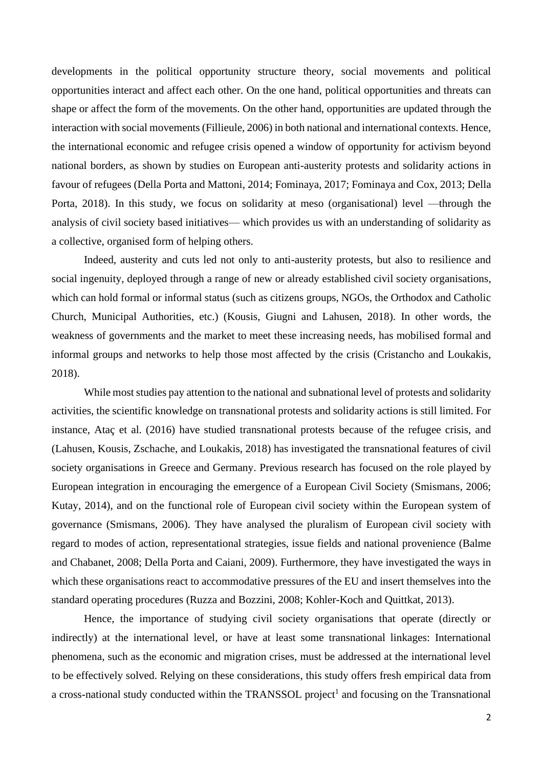developments in the political opportunity structure theory, social movements and political opportunities interact and affect each other. On the one hand, political opportunities and threats can shape or affect the form of the movements. On the other hand, opportunities are updated through the interaction with social movements (Fillieule, 2006) in both national and international contexts. Hence, the international economic and refugee crisis opened a window of opportunity for activism beyond national borders, as shown by studies on European anti-austerity protests and solidarity actions in favour of refugees (Della Porta and Mattoni, 2014; Fominaya, 2017; Fominaya and Cox, 2013; Della Porta, 2018). In this study, we focus on solidarity at meso (organisational) level —through the analysis of civil society based initiatives— which provides us with an understanding of solidarity as a collective, organised form of helping others.

Indeed, austerity and cuts led not only to anti-austerity protests, but also to resilience and social ingenuity, deployed through a range of new or already established civil society organisations, which can hold formal or informal status (such as citizens groups, NGOs, the Orthodox and Catholic Church, Municipal Authorities, etc.) (Kousis, Giugni and Lahusen, 2018). In other words, the weakness of governments and the market to meet these increasing needs, has mobilised formal and informal groups and networks to help those most affected by the crisis (Cristancho and Loukakis, 2018).

While most studies pay attention to the national and subnational level of protests and solidarity activities, the scientific knowledge on transnational protests and solidarity actions is still limited. For instance, Ataç et al. (2016) have studied transnational protests because of the refugee crisis, and (Lahusen, Kousis, Zschache, and Loukakis, 2018) has investigated the transnational features of civil society organisations in Greece and Germany. Previous research has focused on the role played by European integration in encouraging the emergence of a European Civil Society (Smismans, 2006; Kutay, 2014), and on the functional role of European civil society within the European system of governance (Smismans, 2006). They have analysed the pluralism of European civil society with regard to modes of action, representational strategies, issue fields and national provenience (Balme and Chabanet, 2008; Della Porta and Caiani, 2009). Furthermore, they have investigated the ways in which these organisations react to accommodative pressures of the EU and insert themselves into the standard operating procedures (Ruzza and Bozzini, 2008; Kohler-Koch and Quittkat, 2013).

Hence, the importance of studying civil society organisations that operate (directly or indirectly) at the international level, or have at least some transnational linkages: International phenomena, such as the economic and migration crises, must be addressed at the international level to be effectively solved. Relying on these considerations, this study offers fresh empirical data from a cross-national study conducted within the TRANSSOL project[1] and focusing on the Transnational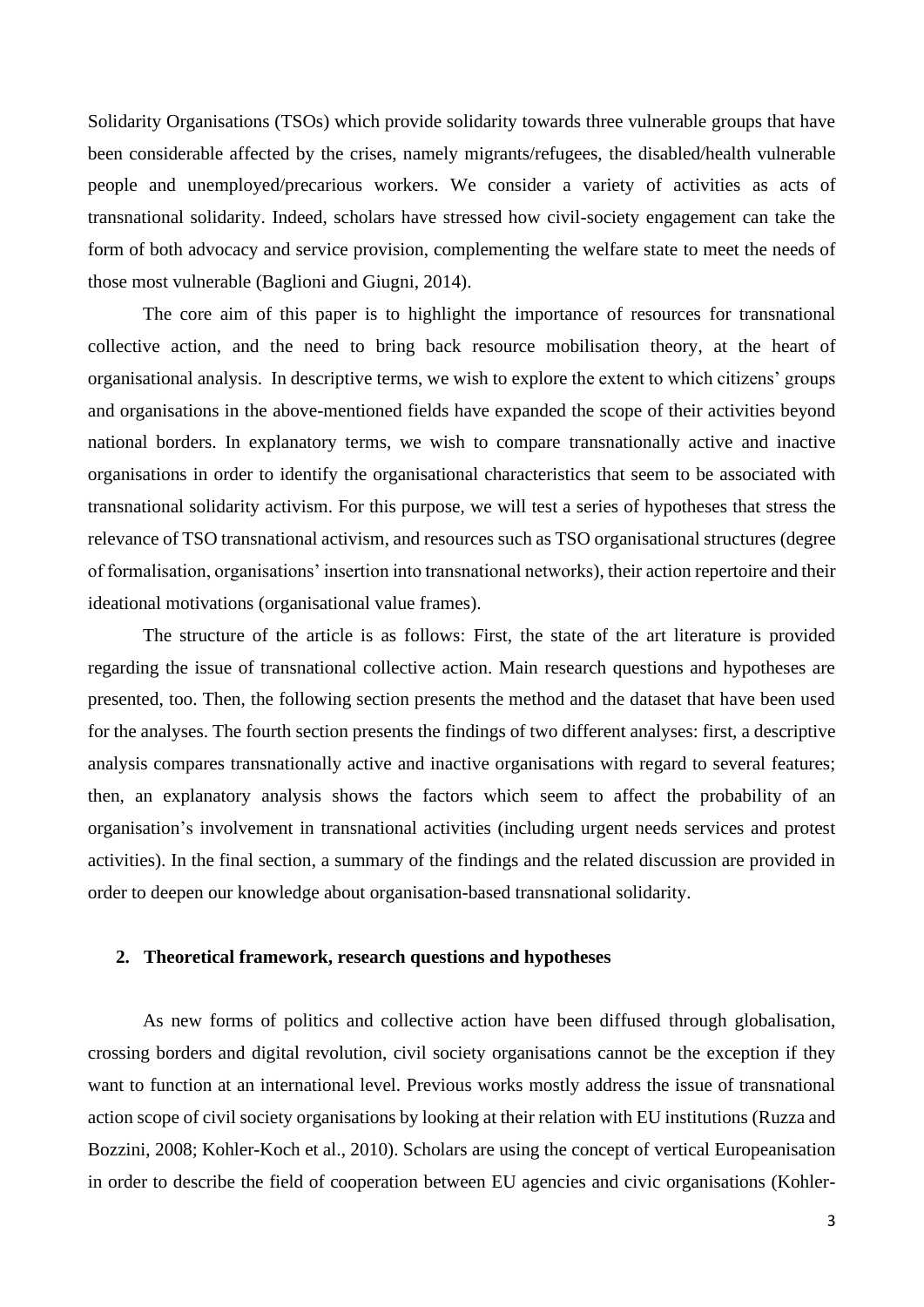Solidarity Organisations (TSOs) which provide solidarity towards three vulnerable groups that have been considerable affected by the crises, namely migrants/refugees, the disabled/health vulnerable people and unemployed/precarious workers. We consider a variety of activities as acts of transnational solidarity. Indeed, scholars have stressed how civil-society engagement can take the form of both advocacy and service provision, complementing the welfare state to meet the needs of those most vulnerable (Baglioni and Giugni, 2014).

The core aim of this paper is to highlight the importance of resources for transnational collective action, and the need to bring back resource mobilisation theory, at the heart of organisational analysis. In descriptive terms, we wish to explore the extent to which citizens' groups and organisations in the above-mentioned fields have expanded the scope of their activities beyond national borders. In explanatory terms, we wish to compare transnationally active and inactive organisations in order to identify the organisational characteristics that seem to be associated with transnational solidarity activism. For this purpose, we will test a series of hypotheses that stress the relevance of TSO transnational activism, and resources such as TSO organisational structures (degree of formalisation, organisations' insertion into transnational networks), their action repertoire and their ideational motivations (organisational value frames).

The structure of the article is as follows: First, the state of the art literature is provided regarding the issue of transnational collective action. Main research questions and hypotheses are presented, too. Then, the following section presents the method and the dataset that have been used for the analyses. The fourth section presents the findings of two different analyses: first, a descriptive analysis compares transnationally active and inactive organisations with regard to several features; then, an explanatory analysis shows the factors which seem to affect the probability of an organisation's involvement in transnational activities (including urgent needs services and protest activities). In the final section, a summary of the findings and the related discussion are provided in order to deepen our knowledge about organisation-based transnational solidarity.

## 2. Theoretical framework, research questions and hypotheses

As new forms of politics and collective action have been diffused through globalisation, crossing borders and digital revolution, civil society organisations cannot be the exception if they want to function at an international level. Previous works mostly address the issue of transnational action scope of civil society organisations by looking at their relation with EU institutions (Ruzza and Bozzini, 2008; Kohler-Koch et al., 2010). Scholars are using the concept of vertical Europeanisation in order to describe the field of cooperation between EU agencies and civic organisations (Kohler-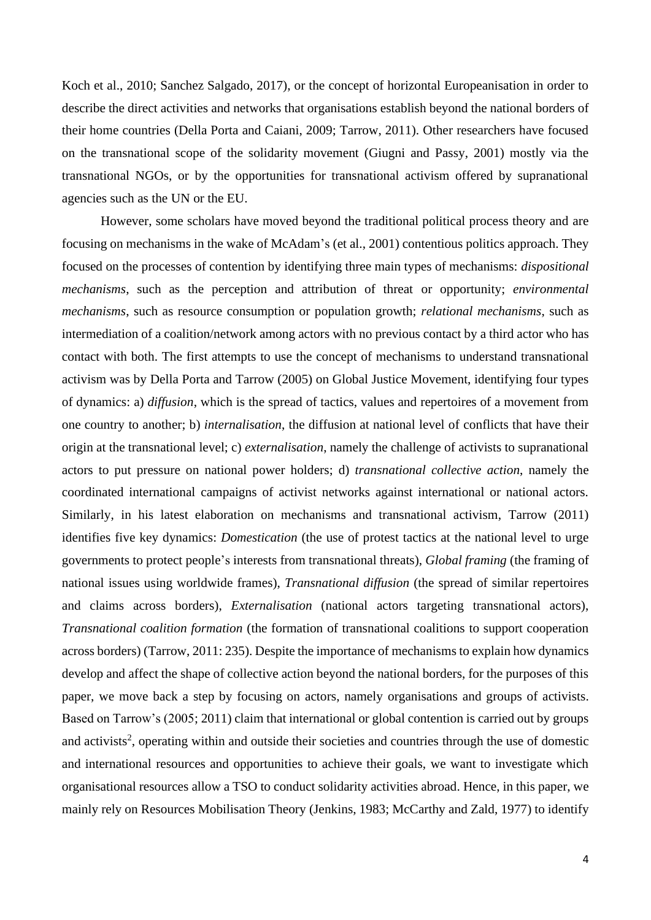Koch et al., 2010; Sanchez Salgado, 2017), or the concept of horizontal Europeanisation in order to describe the direct activities and networks that organisations establish beyond the national borders of their home countries (Della Porta and Caiani, 2009; Tarrow, 2011). Other researchers have focused on the transnational scope of the solidarity movement (Giugni and Passy, 2001) mostly via the transnational NGOs, or by the opportunities for transnational activism offered by supranational agencies such as the UN or the EU.

However, some scholars have moved beyond the traditional political process theory and are focusing on mechanisms in the wake of McAdam's (et al., 2001) contentious politics approach. They focused on the processes of contention by identifying three main types of mechanisms: *dispositional mechanisms*, such as the perception and attribution of threat or opportunity; *environmental mechanisms*, such as resource consumption or population growth; *relational mechanisms*, such as intermediation of a coalition/network among actors with no previous contact by a third actor who has contact with both. The first attempts to use the concept of mechanisms to understand transnational activism was by Della Porta and Tarrow (2005) on Global Justice Movement, identifying four types of dynamics: a) *diffusion*, which is the spread of tactics, values and repertoires of a movement from one country to another; b) *internalisation*, the diffusion at national level of conflicts that have their origin at the transnational level; c) *externalisation*, namely the challenge of activists to supranational actors to put pressure on national power holders; d) *transnational collective action*, namely the coordinated international campaigns of activist networks against international or national actors. Similarly, in his latest elaboration on mechanisms and transnational activism, Tarrow (2011) identifies five key dynamics: *Domestication* (the use of protest tactics at the national level to urge governments to protect people's interests from transnational threats), *Global framing* (the framing of national issues using worldwide frames), *Transnational diffusion* (the spread of similar repertoires and claims across borders), *Externalisation* (national actors targeting transnational actors), *Transnational coalition formation* (the formation of transnational coalitions to support cooperation across borders) (Tarrow, 2011: 235). Despite the importance of mechanisms to explain how dynamics develop and affect the shape of collective action beyond the national borders, for the purposes of this paper, we move back a step by focusing on actors, namely organisations and groups of activists. Based on Tarrow's (2005; 2011) claim that international or global contention is carried out by groups and activists[2], operating within and outside their societies and countries through the use of domestic and international resources and opportunities to achieve their goals, we want to investigate which organisational resources allow a TSO to conduct solidarity activities abroad. Hence, in this paper, we mainly rely on Resources Mobilisation Theory (Jenkins, 1983; McCarthy and Zald, 1977) to identify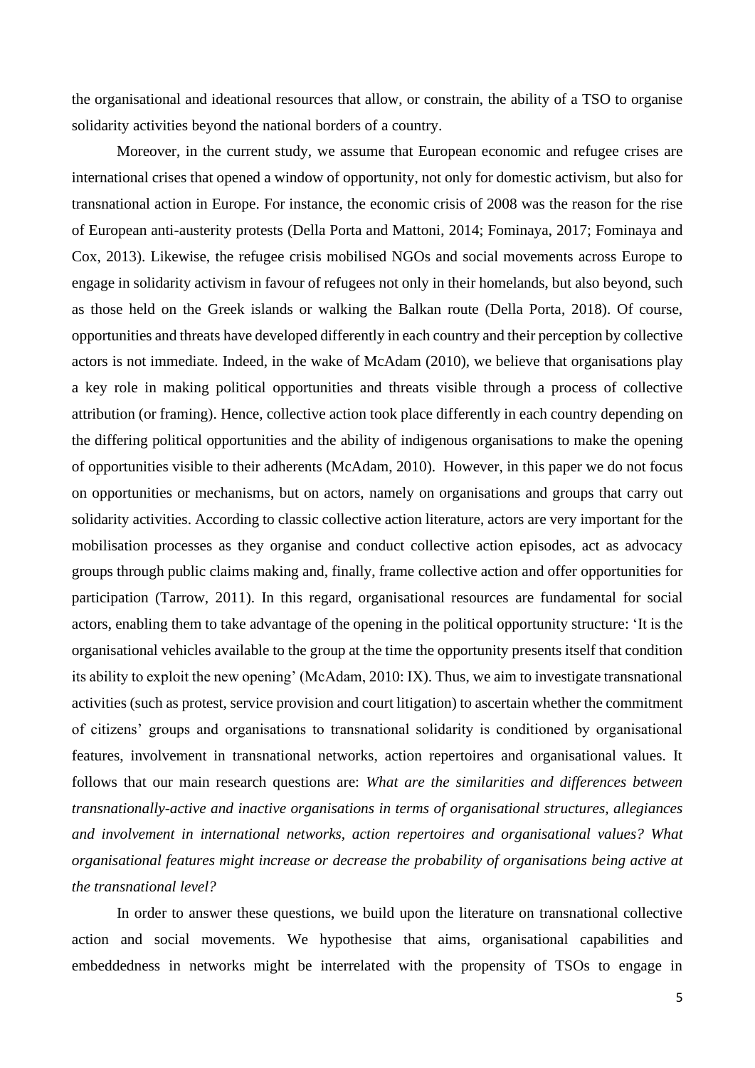the organisational and ideational resources that allow, or constrain, the ability of a TSO to organise solidarity activities beyond the national borders of a country.

Moreover, in the current study, we assume that European economic and refugee crises are international crises that opened a window of opportunity, not only for domestic activism, but also for transnational action in Europe. For instance, the economic crisis of 2008 was the reason for the rise of European anti-austerity protests (Della Porta and Mattoni, 2014; Fominaya, 2017; Fominaya and Cox, 2013). Likewise, the refugee crisis mobilised NGOs and social movements across Europe to engage in solidarity activism in favour of refugees not only in their homelands, but also beyond, such as those held on the Greek islands or walking the Balkan route (Della Porta, 2018). Of course, opportunities and threats have developed differently in each country and their perception by collective actors is not immediate. Indeed, in the wake of McAdam (2010), we believe that organisations play a key role in making political opportunities and threats visible through a process of collective attribution (or framing). Hence, collective action took place differently in each country depending on the differing political opportunities and the ability of indigenous organisations to make the opening of opportunities visible to their adherents (McAdam, 2010). However, in this paper we do not focus on opportunities or mechanisms, but on actors, namely on organisations and groups that carry out solidarity activities. According to classic collective action literature, actors are very important for the mobilisation processes as they organise and conduct collective action episodes, act as advocacy groups through public claims making and, finally, frame collective action and offer opportunities for participation (Tarrow, 2011). In this regard, organisational resources are fundamental for social actors, enabling them to take advantage of the opening in the political opportunity structure: 'It is the organisational vehicles available to the group at the time the opportunity presents itself that condition its ability to exploit the new opening' (McAdam, 2010: IX). Thus, we aim to investigate transnational activities (such as protest, service provision and court litigation) to ascertain whether the commitment of citizens' groups and organisations to transnational solidarity is conditioned by organisational features, involvement in transnational networks, action repertoires and organisational values. It follows that our main research questions are: *What are the similarities and differences between transnationally-active and inactive organisations in terms of organisational structures, allegiances and involvement in international networks, action repertoires and organisational values? What organisational features might increase or decrease the probability of organisations being active at the transnational level?*

In order to answer these questions, we build upon the literature on transnational collective action and social movements. We hypothesise that aims, organisational capabilities and embeddedness in networks might be interrelated with the propensity of TSOs to engage in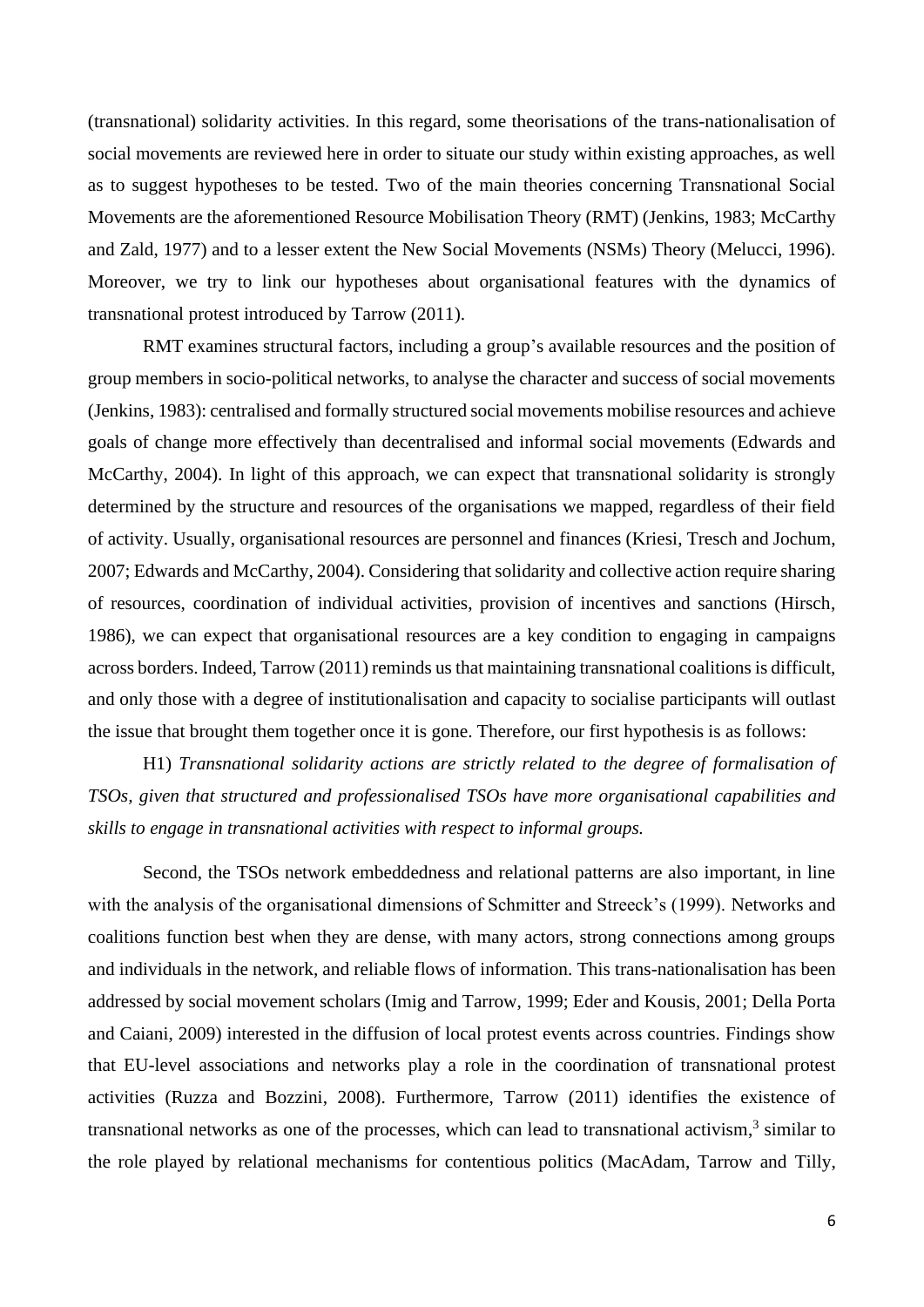(transnational) solidarity activities. In this regard, some theorisations of the trans-nationalisation of social movements are reviewed here in order to situate our study within existing approaches, as well as to suggest hypotheses to be tested. Two of the main theories concerning Transnational Social Movements are the aforementioned Resource Mobilisation Theory (RMT) (Jenkins, 1983; McCarthy and Zald, 1977) and to a lesser extent the New Social Movements (NSMs) Theory (Melucci, 1996). Moreover, we try to link our hypotheses about organisational features with the dynamics of transnational protest introduced by Tarrow (2011).

RMT examines structural factors, including a group's available resources and the position of group members in socio-political networks, to analyse the character and success of social movements (Jenkins, 1983): centralised and formally structured social movements mobilise resources and achieve goals of change more effectively than decentralised and informal social movements (Edwards and McCarthy, 2004). In light of this approach, we can expect that transnational solidarity is strongly determined by the structure and resources of the organisations we mapped, regardless of their field of activity. Usually, organisational resources are personnel and finances (Kriesi, Tresch and Jochum, 2007; Edwards and McCarthy, 2004). Considering that solidarity and collective action require sharing of resources, coordination of individual activities, provision of incentives and sanctions (Hirsch, 1986), we can expect that organisational resources are a key condition to engaging in campaigns across borders. Indeed, Tarrow (2011) reminds us that maintaining transnational coalitions is difficult, and only those with a degree of institutionalisation and capacity to socialise participants will outlast the issue that brought them together once it is gone. Therefore, our first hypothesis is as follows:

H1) *Transnational solidarity actions are strictly related to the degree of formalisation of TSOs, given that structured and professionalised TSOs have more organisational capabilities and skills to engage in transnational activities with respect to informal groups.*

Second, the TSOs network embeddedness and relational patterns are also important, in line with the analysis of the organisational dimensions of Schmitter and Streeck's (1999). Networks and coalitions function best when they are dense, with many actors, strong connections among groups and individuals in the network, and reliable flows of information. This trans-nationalisation has been addressed by social movement scholars (Imig and Tarrow, 1999; Eder and Kousis, 2001; Della Porta and Caiani, 2009) interested in the diffusion of local protest events across countries. Findings show that EU-level associations and networks play a role in the coordination of transnational protest activities (Ruzza and Bozzini, 2008). Furthermore, Tarrow (2011) identifies the existence of transnational networks as one of the processes, which can lead to transnational activism,[3] similar to the role played by relational mechanisms for contentious politics (MacAdam, Tarrow and Tilly,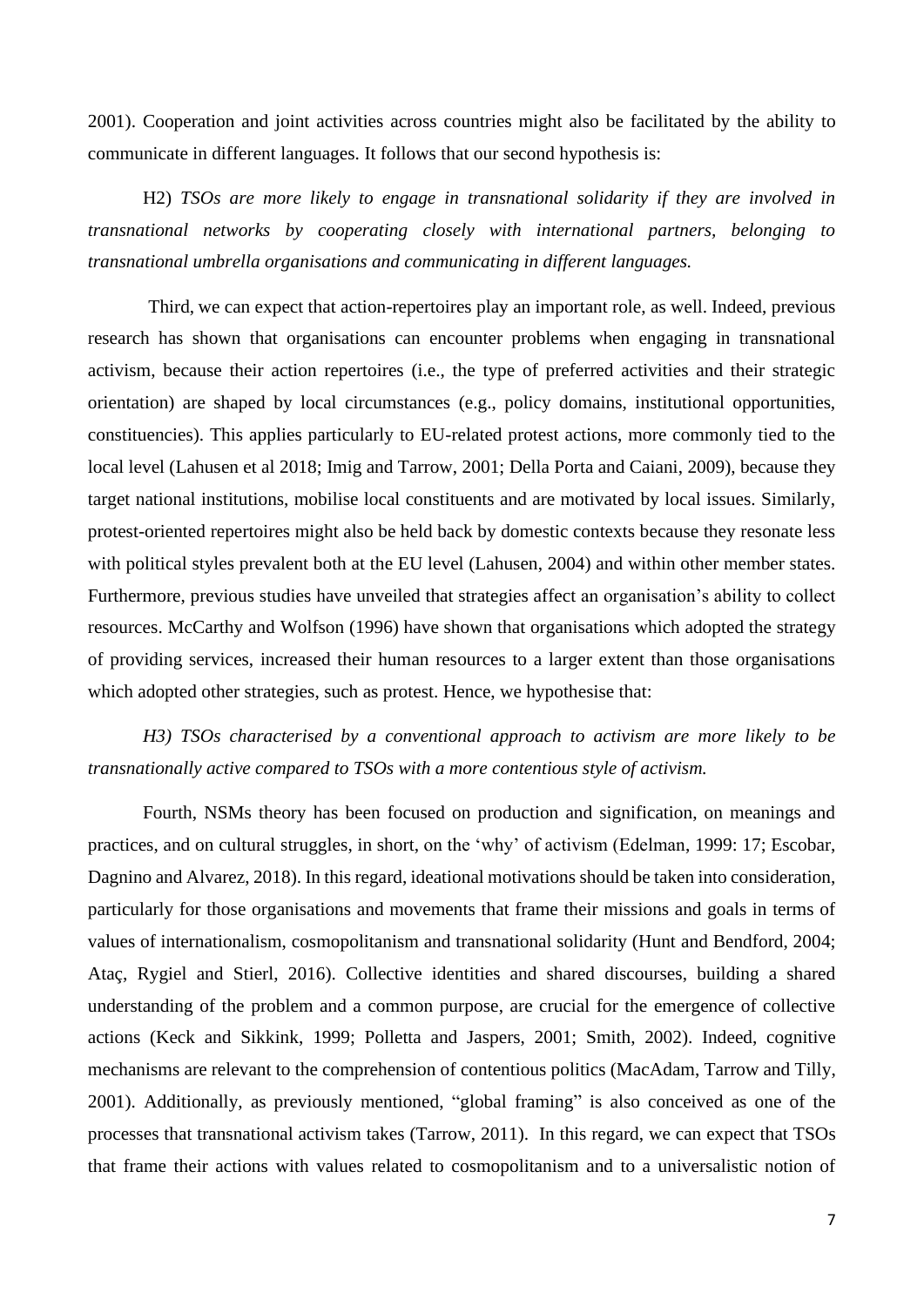2001). Cooperation and joint activities across countries might also be facilitated by the ability to communicate in different languages. It follows that our second hypothesis is:

H2) *TSOs are more likely to engage in transnational solidarity if they are involved in transnational networks by cooperating closely with international partners, belonging to transnational umbrella organisations and communicating in different languages.*

Third, we can expect that action-repertoires play an important role, as well. Indeed, previous research has shown that organisations can encounter problems when engaging in transnational activism, because their action repertoires (i.e., the type of preferred activities and their strategic orientation) are shaped by local circumstances (e.g., policy domains, institutional opportunities, constituencies). This applies particularly to EU-related protest actions, more commonly tied to the local level (Lahusen et al 2018; Imig and Tarrow, 2001; Della Porta and Caiani, 2009), because they target national institutions, mobilise local constituents and are motivated by local issues. Similarly, protest-oriented repertoires might also be held back by domestic contexts because they resonate less with political styles prevalent both at the EU level (Lahusen, 2004) and within other member states. Furthermore, previous studies have unveiled that strategies affect an organisation's ability to collect resources. McCarthy and Wolfson (1996) have shown that organisations which adopted the strategy of providing services, increased their human resources to a larger extent than those organisations which adopted other strategies, such as protest. Hence, we hypothesise that:

*H3) TSOs characterised by a conventional approach to activism are more likely to be transnationally active compared to TSOs with a more contentious style of activism.*

Fourth, NSMs theory has been focused on production and signification, on meanings and practices, and on cultural struggles, in short, on the 'why' of activism (Edelman, 1999: 17; Escobar, Dagnino and Alvarez, 2018). In this regard, ideational motivations should be taken into consideration, particularly for those organisations and movements that frame their missions and goals in terms of values of internationalism, cosmopolitanism and transnational solidarity (Hunt and Bendford, 2004; Ataç, Rygiel and Stierl, 2016). Collective identities and shared discourses, building a shared understanding of the problem and a common purpose, are crucial for the emergence of collective actions (Keck and Sikkink, 1999; Polletta and Jaspers, 2001; Smith, 2002). Indeed, cognitive mechanisms are relevant to the comprehension of contentious politics (MacAdam, Tarrow and Tilly, 2001). Additionally, as previously mentioned, "global framing" is also conceived as one of the processes that transnational activism takes (Tarrow, 2011). In this regard, we can expect that TSOs that frame their actions with values related to cosmopolitanism and to a universalistic notion of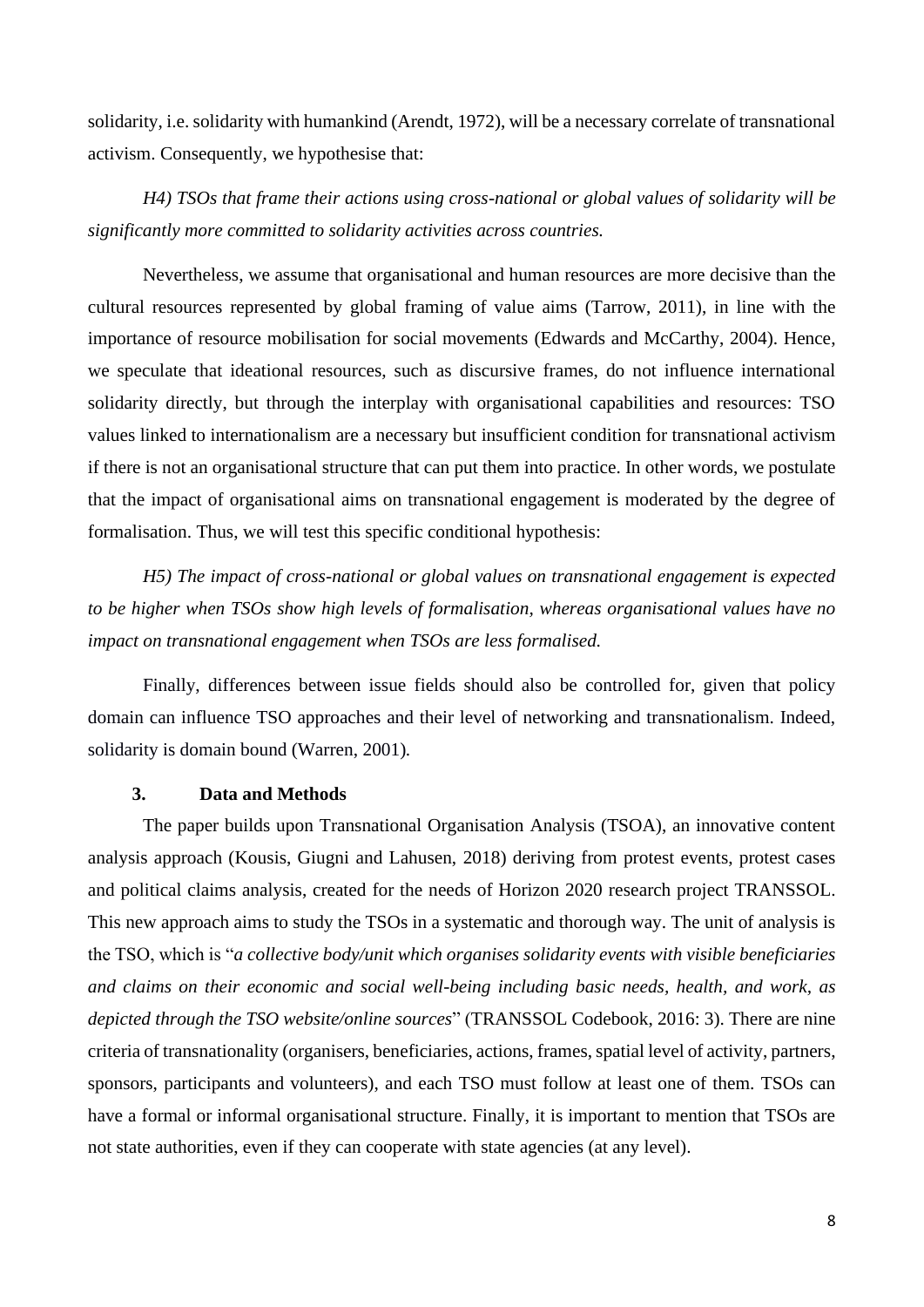solidarity, i.e. solidarity with humankind (Arendt, 1972), will be a necessary correlate of transnational activism. Consequently, we hypothesise that:

*H4) TSOs that frame their actions using cross-national or global values of solidarity will be significantly more committed to solidarity activities across countries.*

Nevertheless, we assume that organisational and human resources are more decisive than the cultural resources represented by global framing of value aims (Tarrow, 2011), in line with the importance of resource mobilisation for social movements (Edwards and McCarthy, 2004). Hence, we speculate that ideational resources, such as discursive frames, do not influence international solidarity directly, but through the interplay with organisational capabilities and resources: TSO values linked to internationalism are a necessary but insufficient condition for transnational activism if there is not an organisational structure that can put them into practice. In other words, we postulate that the impact of organisational aims on transnational engagement is moderated by the degree of formalisation. Thus, we will test this specific conditional hypothesis:

*H5) The impact of cross-national or global values on transnational engagement is expected to be higher when TSOs show high levels of formalisation, whereas organisational values have no impact on transnational engagement when TSOs are less formalised.*

Finally, differences between issue fields should also be controlled for, given that policy domain can influence TSO approaches and their level of networking and transnationalism. Indeed, solidarity is domain bound (Warren, 2001).

## 3. Data and Methods

The paper builds upon Transnational Organisation Analysis (TSOA), an innovative content analysis approach (Kousis, Giugni and Lahusen, 2018) deriving from protest events, protest cases and political claims analysis, created for the needs of Horizon 2020 research project TRANSSOL. This new approach aims to study the TSOs in a systematic and thorough way. The unit of analysis is the TSO, which is "*a collective body/unit which organises solidarity events with visible beneficiaries and claims on their economic and social well-being including basic needs, health, and work, as depicted through the TSO website/online sources*" (TRANSSOL Codebook, 2016: 3). There are nine criteria of transnationality (organisers, beneficiaries, actions, frames, spatial level of activity, partners, sponsors, participants and volunteers), and each TSO must follow at least one of them. TSOs can have a formal or informal organisational structure. Finally, it is important to mention that TSOs are not state authorities, even if they can cooperate with state agencies (at any level).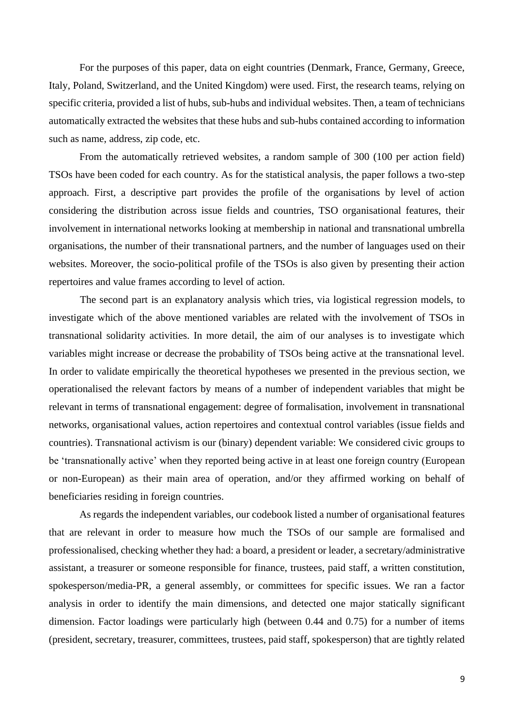For the purposes of this paper, data on eight countries (Denmark, France, Germany, Greece, Italy, Poland, Switzerland, and the United Kingdom) were used. First, the research teams, relying on specific criteria, provided a list of hubs, sub-hubs and individual websites. Then, a team of technicians automatically extracted the websites that these hubs and sub-hubs contained according to information such as name, address, zip code, etc.

From the automatically retrieved websites, a random sample of 300 (100 per action field) TSOs have been coded for each country. As for the statistical analysis, the paper follows a two-step approach. First, a descriptive part provides the profile of the organisations by level of action considering the distribution across issue fields and countries, TSO organisational features, their involvement in international networks looking at membership in national and transnational umbrella organisations, the number of their transnational partners, and the number of languages used on their websites. Moreover, the socio-political profile of the TSOs is also given by presenting their action repertoires and value frames according to level of action.

The second part is an explanatory analysis which tries, via logistical regression models, to investigate which of the above mentioned variables are related with the involvement of TSOs in transnational solidarity activities. In more detail, the aim of our analyses is to investigate which variables might increase or decrease the probability of TSOs being active at the transnational level. In order to validate empirically the theoretical hypotheses we presented in the previous section, we operationalised the relevant factors by means of a number of independent variables that might be relevant in terms of transnational engagement: degree of formalisation, involvement in transnational networks, organisational values, action repertoires and contextual control variables (issue fields and countries). Transnational activism is our (binary) dependent variable: We considered civic groups to be 'transnationally active' when they reported being active in at least one foreign country (European or non-European) as their main area of operation, and/or they affirmed working on behalf of beneficiaries residing in foreign countries.

As regards the independent variables, our codebook listed a number of organisational features that are relevant in order to measure how much the TSOs of our sample are formalised and professionalised, checking whether they had: a board, a president or leader, a secretary/administrative assistant, a treasurer or someone responsible for finance, trustees, paid staff, a written constitution, spokesperson/media-PR, a general assembly, or committees for specific issues. We ran a factor analysis in order to identify the main dimensions, and detected one major statically significant dimension. Factor loadings were particularly high (between 0.44 and 0.75) for a number of items (president, secretary, treasurer, committees, trustees, paid staff, spokesperson) that are tightly related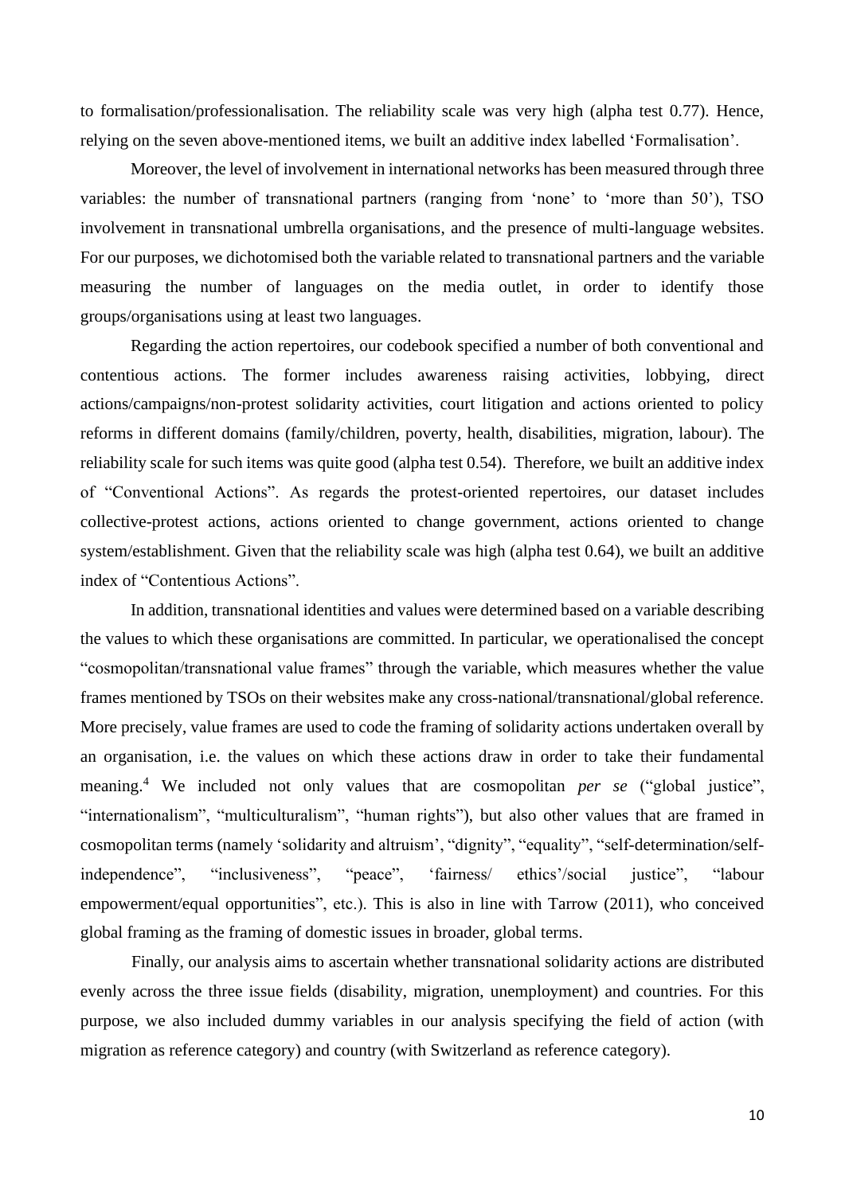to formalisation/professionalisation. The reliability scale was very high (alpha test 0.77). Hence, relying on the seven above-mentioned items, we built an additive index labelled 'Formalisation'.

Moreover, the level of involvement in international networks has been measured through three variables: the number of transnational partners (ranging from 'none' to 'more than 50'), TSO involvement in transnational umbrella organisations, and the presence of multi-language websites. For our purposes, we dichotomised both the variable related to transnational partners and the variable measuring the number of languages on the media outlet, in order to identify those groups/organisations using at least two languages.

Regarding the action repertoires, our codebook specified a number of both conventional and contentious actions. The former includes awareness raising activities, lobbying, direct actions/campaigns/non-protest solidarity activities, court litigation and actions oriented to policy reforms in different domains (family/children, poverty, health, disabilities, migration, labour). The reliability scale for such items was quite good (alpha test 0.54). Therefore, we built an additive index of "Conventional Actions". As regards the protest-oriented repertoires, our dataset includes collective-protest actions, actions oriented to change government, actions oriented to change system/establishment. Given that the reliability scale was high (alpha test 0.64), we built an additive index of "Contentious Actions".

In addition, transnational identities and values were determined based on a variable describing the values to which these organisations are committed. In particular, we operationalised the concept "cosmopolitan/transnational value frames" through the variable, which measures whether the value frames mentioned by TSOs on their websites make any cross-national/transnational/global reference. More precisely, value frames are used to code the framing of solidarity actions undertaken overall by an organisation, i.e. the values on which these actions draw in order to take their fundamental meaning.[4] We included not only values that are cosmopolitan *per se* ("global justice", "internationalism", "multiculturalism", "human rights"), but also other values that are framed in cosmopolitan terms (namely 'solidarity and altruism', "dignity", "equality", "self-determination/self-independence", "inclusiveness", "peace", 'fairness/ ethics'/social justice", "labour empowerment/equal opportunities", etc.). This is also in line with Tarrow (2011), who conceived global framing as the framing of domestic issues in broader, global terms.

Finally, our analysis aims to ascertain whether transnational solidarity actions are distributed evenly across the three issue fields (disability, migration, unemployment) and countries. For this purpose, we also included dummy variables in our analysis specifying the field of action (with migration as reference category) and country (with Switzerland as reference category).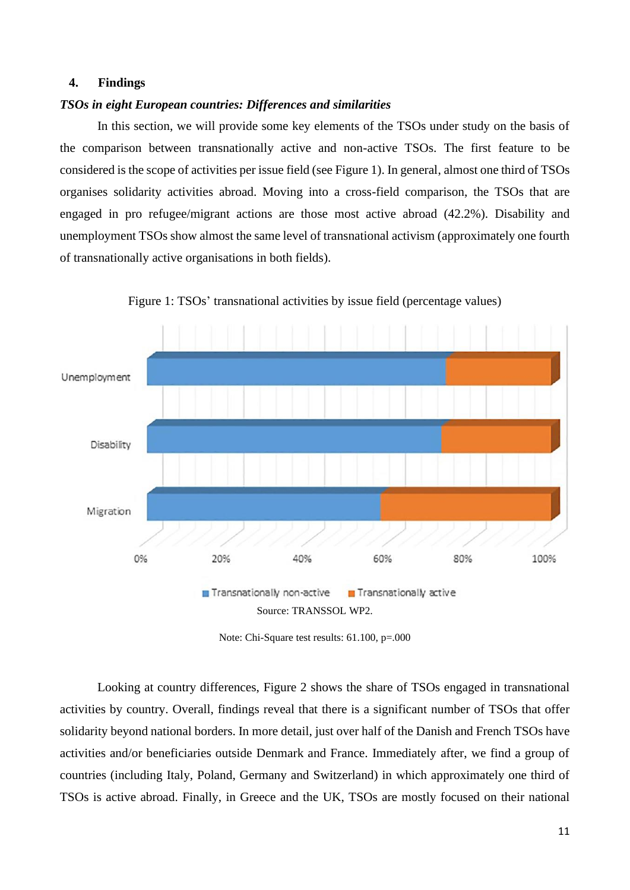## 4. Findings

***TSOs in eight European countries: Differences and similarities***

In this section, we will provide some key elements of the TSOs under study on the basis of the comparison between transnationally active and non-active TSOs. The first feature to be considered is the scope of activities per issue field (see Figure 1). In general, almost one third of TSOs organises solidarity activities abroad. Moving into a cross-field comparison, the TSOs that are engaged in pro refugee/migrant actions are those most active abroad (42.2%). Disability and unemployment TSOs show almost the same level of transnational activism (approximately one fourth of transnationally active organisations in both fields).

Figure 1: TSOs' transnational activities by issue field (percentage values)

Source: TRANSSOL WP2.

Note: Chi-Square test results: 61.100, p=.000

Looking at country differences, Figure 2 shows the share of TSOs engaged in transnational activities by country. Overall, findings reveal that there is a significant number of TSOs that offer solidarity beyond national borders. In more detail, just over half of the Danish and French TSOs have activities and/or beneficiaries outside Denmark and France. Immediately after, we find a group of countries (including Italy, Poland, Germany and Switzerland) in which approximately one third of TSOs is active abroad. Finally, in Greece and the UK, TSOs are mostly focused on their national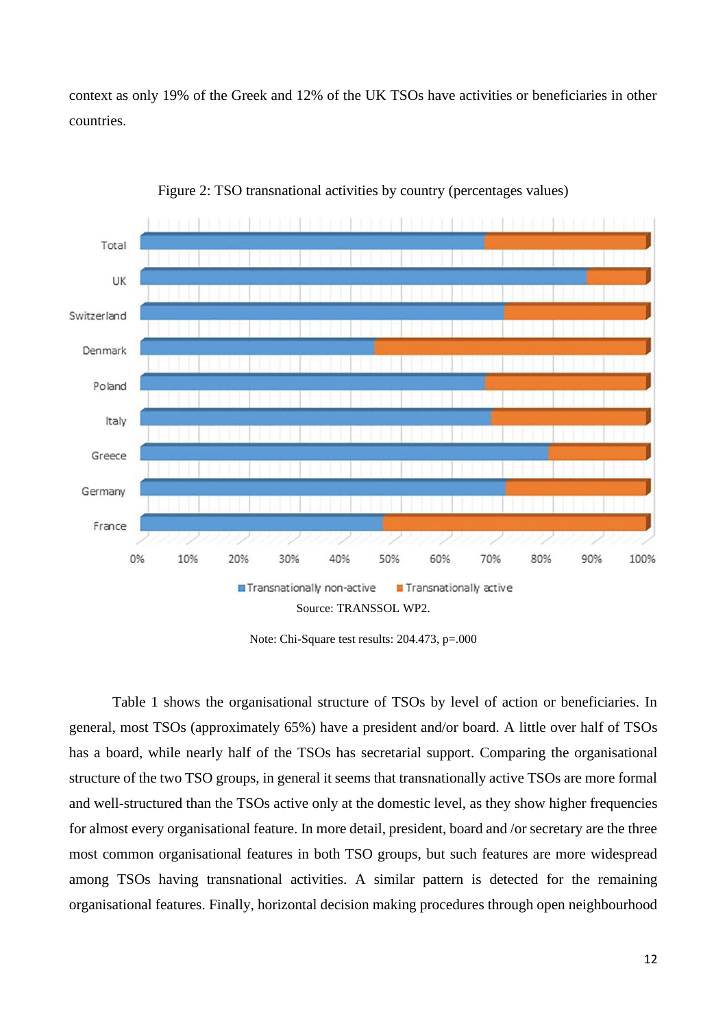context as only 19% of the Greek and 12% of the UK TSOs have activities or beneficiaries in other countries.

Figure 2: TSO transnational activities by country (percentages values)

Source: TRANSSOL WP2.

Note: Chi-Square test results: 204.473, p=.000

Table 1 shows the organisational structure of TSOs by level of action or beneficiaries. In general, most TSOs (approximately 65%) have a president and/or board. A little over half of TSOs has a board, while nearly half of the TSOs has secretarial support. Comparing the organisational structure of the two TSO groups, in general it seems that transnationally active TSOs are more formal and well-structured than the TSOs active only at the domestic level, as they show higher frequencies for almost every organisational feature. In more detail, president, board and /or secretary are the three most common organisational features in both TSO groups, but such features are more widespread among TSOs having transnational activities. A similar pattern is detected for the remaining organisational features. Finally, horizontal decision making procedures through open neighbourhood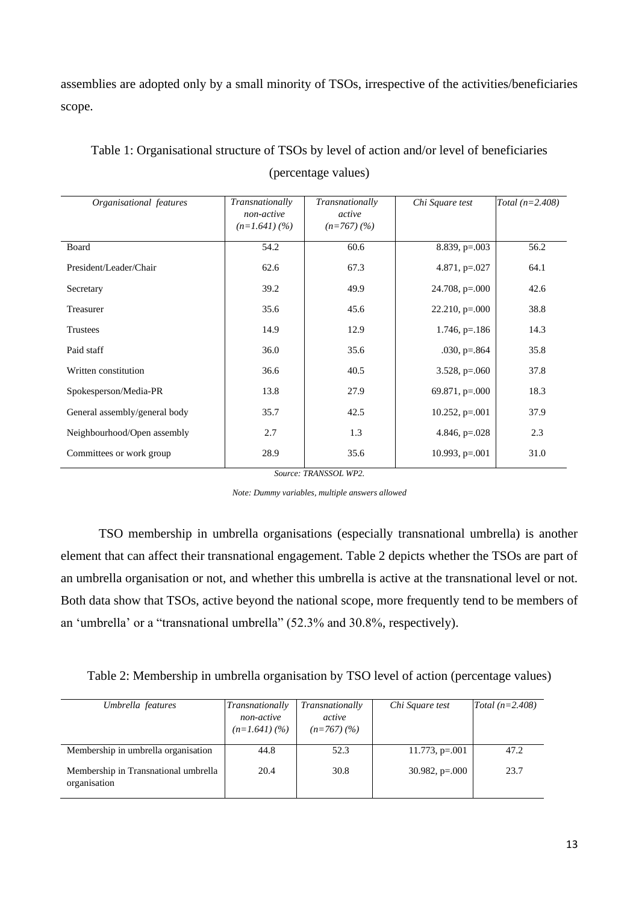assemblies are adopted only by a small minority of TSOs, irrespective of the activities/beneficiaries scope.

Table 1: Organisational structure of TSOs by level of action and/or level of beneficiaries (percentage values)

| *Organisational features* | *Transnationally non-active (n=1.641) (%)* | *Transnationally active (n=767) (%)* | *Chi Square test* | *Total (n=2.408)* |
|---|---|---|---|---|
| Board | 54.2 | 60.6 | 8.839, p=.003 | 56.2 |
| President/Leader/Chair | 62.6 | 67.3 | 4.871, p=.027 | 64.1 |
| Secretary | 39.2 | 49.9 | 24.708, p=.000 | 42.6 |
| Treasurer | 35.6 | 45.6 | 22.210, p=.000 | 38.8 |
| Trustees | 14.9 | 12.9 | 1.746, p=.186 | 14.3 |
| Paid staff | 36.0 | 35.6 | .030, p=.864 | 35.8 |
| Written constitution | 36.6 | 40.5 | 3.528, p=.060 | 37.8 |
| Spokesperson/Media-PR | 13.8 | 27.9 | 69.871, p=.000 | 18.3 |
| General assembly/general body | 35.7 | 42.5 | 10.252, p=.001 | 37.9 |
| Neighbourhood/Open assembly | 2.7 | 1.3 | 4.846, p=.028 | 2.3 |
| Committees or work group | 28.9 | 35.6 | 10.993, p=.001 | 31.0 |

*Source: TRANSSOL WP2.*

*Note: Dummy variables, multiple answers allowed*

TSO membership in umbrella organisations (especially transnational umbrella) is another element that can affect their transnational engagement. Table 2 depicts whether the TSOs are part of an umbrella organisation or not, and whether this umbrella is active at the transnational level or not. Both data show that TSOs, active beyond the national scope, more frequently tend to be members of an 'umbrella' or a "transnational umbrella" (52.3% and 30.8%, respectively).

Table 2: Membership in umbrella organisation by TSO level of action (percentage values)

| *Umbrella features* | *Transnationally non-active (n=1.641) (%)* | *Transnationally active (n=767) (%)* | *Chi Square test* | *Total (n=2.408)* |
|---|---|---|---|---|
| Membership in umbrella organisation | 44.8 | 52.3 | 11.773, p=.001 | 47.2 |
| Membership in Transnational umbrella organisation | 20.4 | 30.8 | 30.982, p=.000 | 23.7 |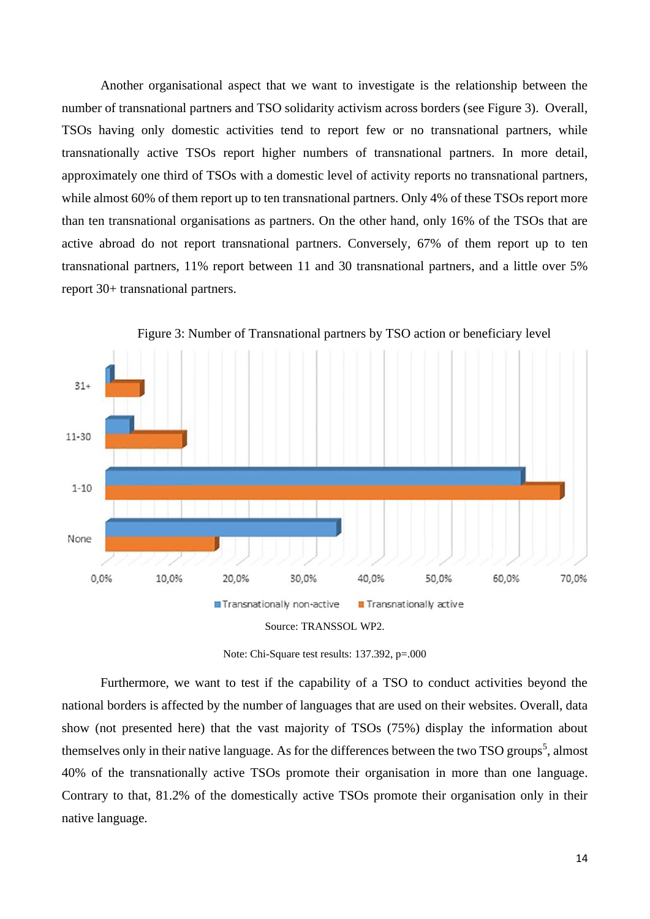Another organisational aspect that we want to investigate is the relationship between the number of transnational partners and TSO solidarity activism across borders (see Figure 3). Overall, TSOs having only domestic activities tend to report few or no transnational partners, while transnationally active TSOs report higher numbers of transnational partners. In more detail, approximately one third of TSOs with a domestic level of activity reports no transnational partners, while almost 60% of them report up to ten transnational partners. Only 4% of these TSOs report more than ten transnational organisations as partners. On the other hand, only 16% of the TSOs that are active abroad do not report transnational partners. Conversely, 67% of them report up to ten transnational partners, 11% report between 11 and 30 transnational partners, and a little over 5% report 30+ transnational partners.

Figure 3: Number of Transnational partners by TSO action or beneficiary level

Source: TRANSSOL WP2.

Note: Chi-Square test results: 137.392, p=.000

Furthermore, we want to test if the capability of a TSO to conduct activities beyond the national borders is affected by the number of languages that are used on their websites. Overall, data show (not presented here) that the vast majority of TSOs (75%) display the information about themselves only in their native language. As for the differences between the two TSO groups[5], almost 40% of the transnationally active TSOs promote their organisation in more than one language. Contrary to that, 81.2% of the domestically active TSOs promote their organisation only in their native language.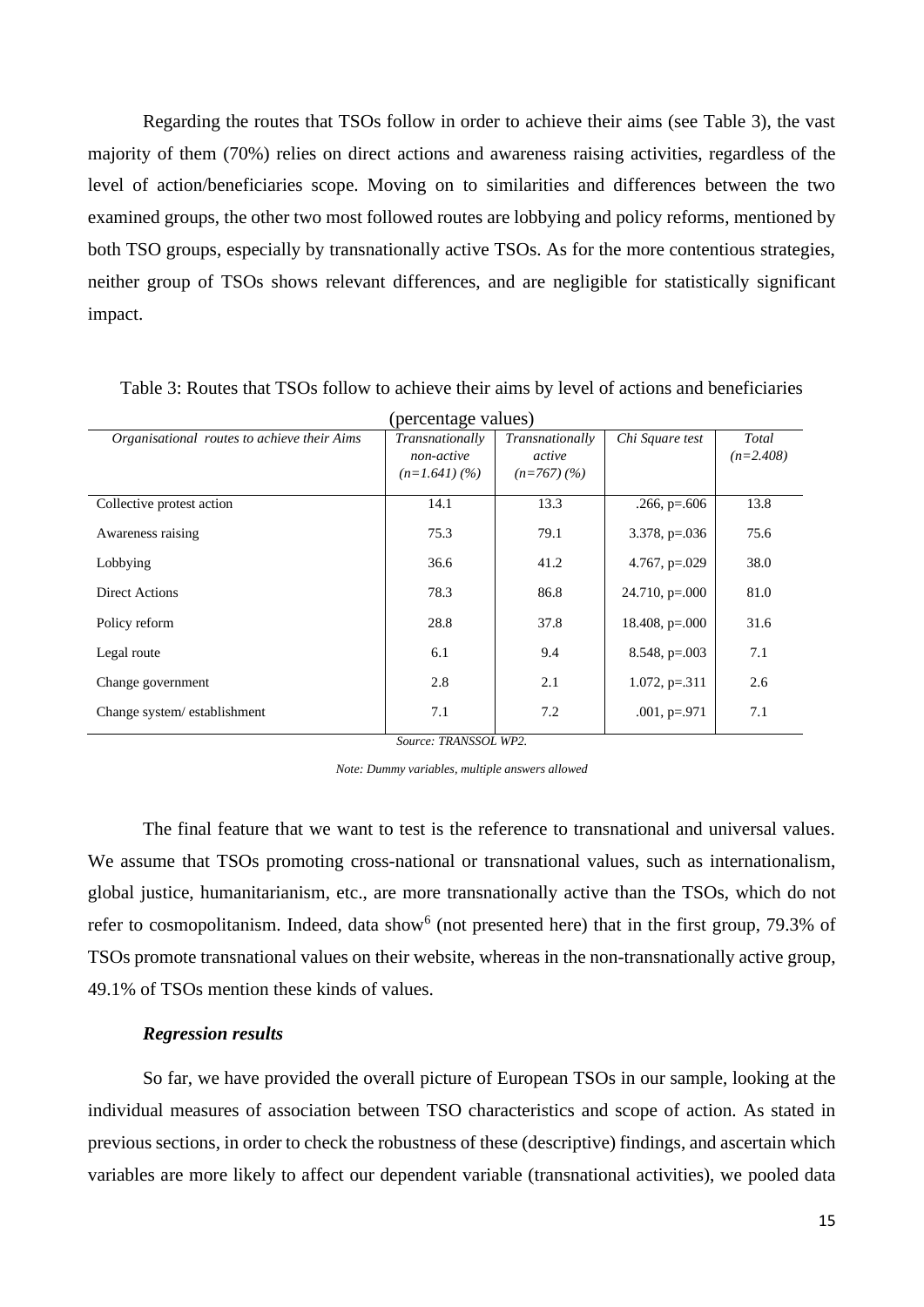Regarding the routes that TSOs follow in order to achieve their aims (see Table 3), the vast majority of them (70%) relies on direct actions and awareness raising activities, regardless of the level of action/beneficiaries scope. Moving on to similarities and differences between the two examined groups, the other two most followed routes are lobbying and policy reforms, mentioned by both TSO groups, especially by transnationally active TSOs. As for the more contentious strategies, neither group of TSOs shows relevant differences, and are negligible for statistically significant impact.

Table 3: Routes that TSOs follow to achieve their aims by level of actions and beneficiaries (percentage values)

| *Organisational routes to achieve their Aims* | *Transnationally non-active (n=1.641) (%)* | *Transnationally active (n=767) (%)* | *Chi Square test* | *Total (n=2.408)* |
|---|---|---|---|---|
| Collective protest action | 14.1 | 13.3 | .266, p=.606 | 13.8 |
| Awareness raising | 75.3 | 79.1 | 3.378, p=.036 | 75.6 |
| Lobbying | 36.6 | 41.2 | 4.767, p=.029 | 38.0 |
| Direct Actions | 78.3 | 86.8 | 24.710, p=.000 | 81.0 |
| Policy reform | 28.8 | 37.8 | 18.408, p=.000 | 31.6 |
| Legal route | 6.1 | 9.4 | 8.548, p=.003 | 7.1 |
| Change government | 2.8 | 2.1 | 1.072, p=.311 | 2.6 |
| Change system/ establishment | 7.1 | 7.2 | .001, p=.971 | 7.1 |

*Source: TRANSSOL WP2.*

*Note: Dummy variables, multiple answers allowed*

The final feature that we want to test is the reference to transnational and universal values. We assume that TSOs promoting cross-national or transnational values, such as internationalism, global justice, humanitarianism, etc., are more transnationally active than the TSOs, which do not refer to cosmopolitanism. Indeed, data show[6] (not presented here) that in the first group, 79.3% of TSOs promote transnational values on their website, whereas in the non-transnationally active group, 49.1% of TSOs mention these kinds of values.

### *Regression results*

So far, we have provided the overall picture of European TSOs in our sample, looking at the individual measures of association between TSO characteristics and scope of action. As stated in previous sections, in order to check the robustness of these (descriptive) findings, and ascertain which variables are more likely to affect our dependent variable (transnational activities), we pooled data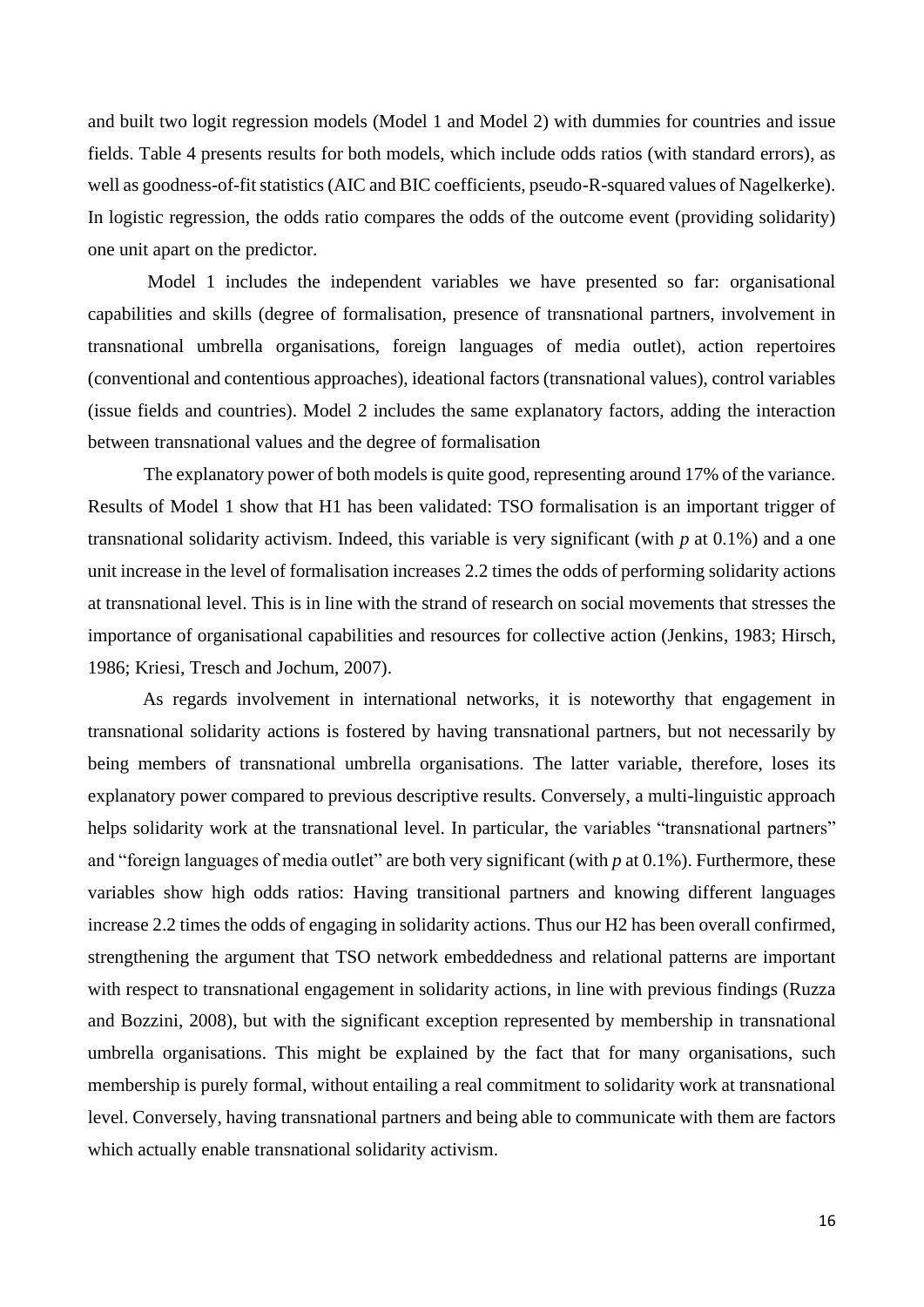and built two logit regression models (Model 1 and Model 2) with dummies for countries and issue fields. Table 4 presents results for both models, which include odds ratios (with standard errors), as well as goodness-of-fit statistics (AIC and BIC coefficients, pseudo-R-squared values of Nagelkerke). In logistic regression, the odds ratio compares the odds of the outcome event (providing solidarity) one unit apart on the predictor.

Model 1 includes the independent variables we have presented so far: organisational capabilities and skills (degree of formalisation, presence of transnational partners, involvement in transnational umbrella organisations, foreign languages of media outlet), action repertoires (conventional and contentious approaches), ideational factors (transnational values), control variables (issue fields and countries). Model 2 includes the same explanatory factors, adding the interaction between transnational values and the degree of formalisation

The explanatory power of both models is quite good, representing around 17% of the variance. Results of Model 1 show that H1 has been validated: TSO formalisation is an important trigger of transnational solidarity activism. Indeed, this variable is very significant (with *p* at 0.1%) and a one unit increase in the level of formalisation increases 2.2 times the odds of performing solidarity actions at transnational level. This is in line with the strand of research on social movements that stresses the importance of organisational capabilities and resources for collective action (Jenkins, 1983; Hirsch, 1986; Kriesi, Tresch and Jochum, 2007).

As regards involvement in international networks, it is noteworthy that engagement in transnational solidarity actions is fostered by having transnational partners, but not necessarily by being members of transnational umbrella organisations. The latter variable, therefore, loses its explanatory power compared to previous descriptive results. Conversely, a multi-linguistic approach helps solidarity work at the transnational level. In particular, the variables "transnational partners" and "foreign languages of media outlet" are both very significant (with *p* at 0.1%). Furthermore, these variables show high odds ratios: Having transitional partners and knowing different languages increase 2.2 times the odds of engaging in solidarity actions. Thus our H2 has been overall confirmed, strengthening the argument that TSO network embeddedness and relational patterns are important with respect to transnational engagement in solidarity actions, in line with previous findings (Ruzza and Bozzini, 2008), but with the significant exception represented by membership in transnational umbrella organisations. This might be explained by the fact that for many organisations, such membership is purely formal, without entailing a real commitment to solidarity work at transnational level. Conversely, having transnational partners and being able to communicate with them are factors which actually enable transnational solidarity activism.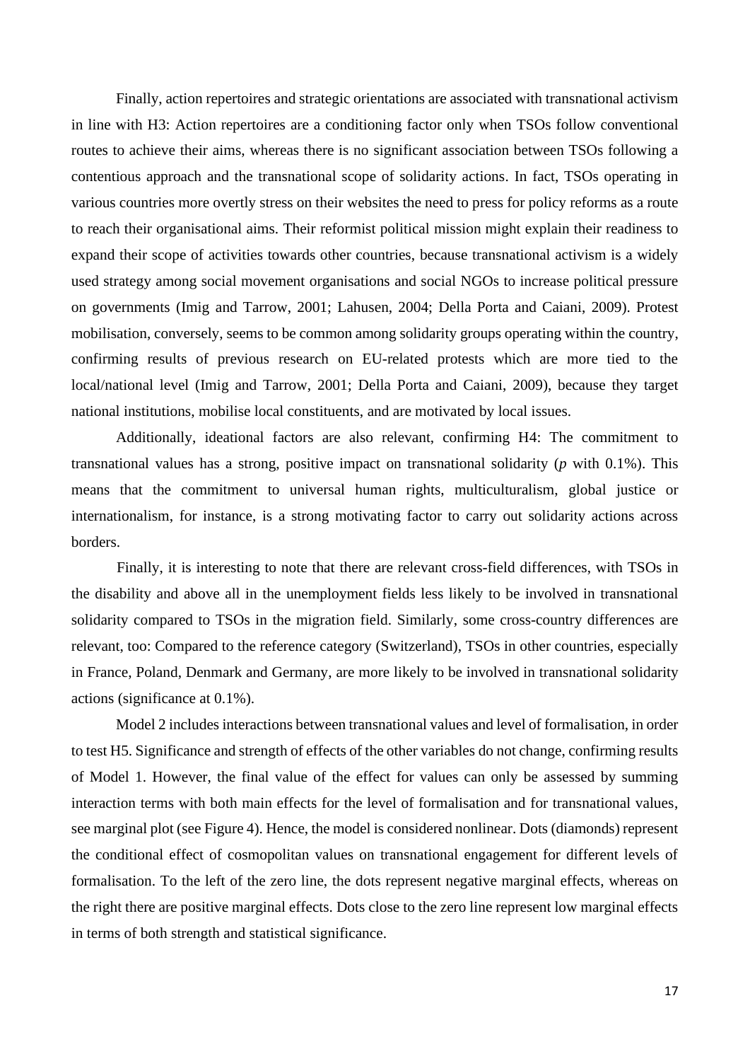Finally, action repertoires and strategic orientations are associated with transnational activism in line with H3: Action repertoires are a conditioning factor only when TSOs follow conventional routes to achieve their aims, whereas there is no significant association between TSOs following a contentious approach and the transnational scope of solidarity actions. In fact, TSOs operating in various countries more overtly stress on their websites the need to press for policy reforms as a route to reach their organisational aims. Their reformist political mission might explain their readiness to expand their scope of activities towards other countries, because transnational activism is a widely used strategy among social movement organisations and social NGOs to increase political pressure on governments (Imig and Tarrow, 2001; Lahusen, 2004; Della Porta and Caiani, 2009). Protest mobilisation, conversely, seems to be common among solidarity groups operating within the country, confirming results of previous research on EU-related protests which are more tied to the local/national level (Imig and Tarrow, 2001; Della Porta and Caiani, 2009), because they target national institutions, mobilise local constituents, and are motivated by local issues.

Additionally, ideational factors are also relevant, confirming H4: The commitment to transnational values has a strong, positive impact on transnational solidarity (*p* with 0.1%). This means that the commitment to universal human rights, multiculturalism, global justice or internationalism, for instance, is a strong motivating factor to carry out solidarity actions across borders.

Finally, it is interesting to note that there are relevant cross-field differences, with TSOs in the disability and above all in the unemployment fields less likely to be involved in transnational solidarity compared to TSOs in the migration field. Similarly, some cross-country differences are relevant, too: Compared to the reference category (Switzerland), TSOs in other countries, especially in France, Poland, Denmark and Germany, are more likely to be involved in transnational solidarity actions (significance at 0.1%).

Model 2 includes interactions between transnational values and level of formalisation, in order to test H5. Significance and strength of effects of the other variables do not change, confirming results of Model 1. However, the final value of the effect for values can only be assessed by summing interaction terms with both main effects for the level of formalisation and for transnational values, see marginal plot (see Figure 4). Hence, the model is considered nonlinear. Dots (diamonds) represent the conditional effect of cosmopolitan values on transnational engagement for different levels of formalisation. To the left of the zero line, the dots represent negative marginal effects, whereas on the right there are positive marginal effects. Dots close to the zero line represent low marginal effects in terms of both strength and statistical significance.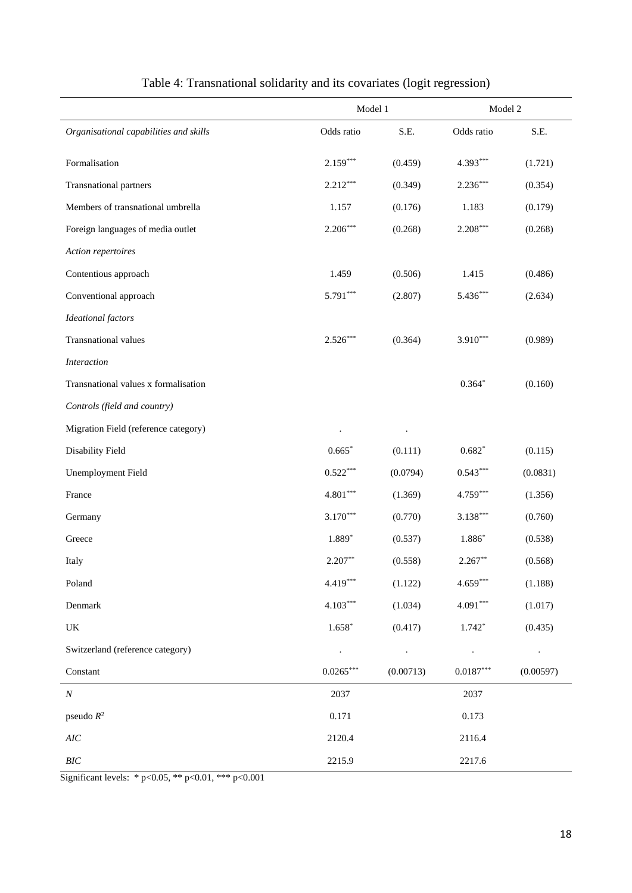Table 4: Transnational solidarity and its covariates (logit regression)

| | Model 1 | | Model 2 | |
|---|---|---|---|---|
| *Organisational capabilities and skills* | Odds ratio | S.E. | Odds ratio | S.E. |
| Formalisation | 2.159*** | (0.459) | 4.393*** | (1.721) |
| Transnational partners | 2.212*** | (0.349) | 2.236*** | (0.354) |
| Members of transnational umbrella | 1.157 | (0.176) | 1.183 | (0.179) |
| Foreign languages of media outlet | 2.206*** | (0.268) | 2.208*** | (0.268) |
| *Action repertoires* | | | | |
| Contentious approach | 1.459 | (0.506) | 1.415 | (0.486) |
| Conventional approach | 5.791*** | (2.807) | 5.436*** | (2.634) |
| *Ideational factors* | | | | |
| Transnational values | 2.526*** | (0.364) | 3.910*** | (0.989) |
| *Interaction* | | | | |
| Transnational values x formalisation | | | 0.364* | (0.160) |
| *Controls (field and country)* | | | | |
| Migration Field (reference category) | . | . | | |
| Disability Field | 0.665* | (0.111) | 0.682* | (0.115) |
| Unemployment Field | 0.522*** | (0.0794) | 0.543*** | (0.0831) |
| France | 4.801*** | (1.369) | 4.759*** | (1.356) |
| Germany | 3.170*** | (0.770) | 3.138*** | (0.760) |
| Greece | 1.889* | (0.537) | 1.886* | (0.538) |
| Italy | 2.207** | (0.558) | 2.267** | (0.568) |
| Poland | 4.419*** | (1.122) | 4.659*** | (1.188) |
| Denmark | 4.103*** | (1.034) | 4.091*** | (1.017) |
| UK | 1.658* | (0.417) | 1.742* | (0.435) |
| Switzerland (reference category) | . | . | . | . |
| Constant | 0.0265*** | (0.00713) | 0.0187*** | (0.00597) |
| *N* | 2037 | | 2037 | |
| pseudo $R^2$ | 0.171 | | 0.173 | |
| *AIC* | 2120.4 | | 2116.4 | |
| *BIC* | 2215.9 | | 2217.6 | |

Significant levels: * p<0.05, ** p<0.01, *** p<0.001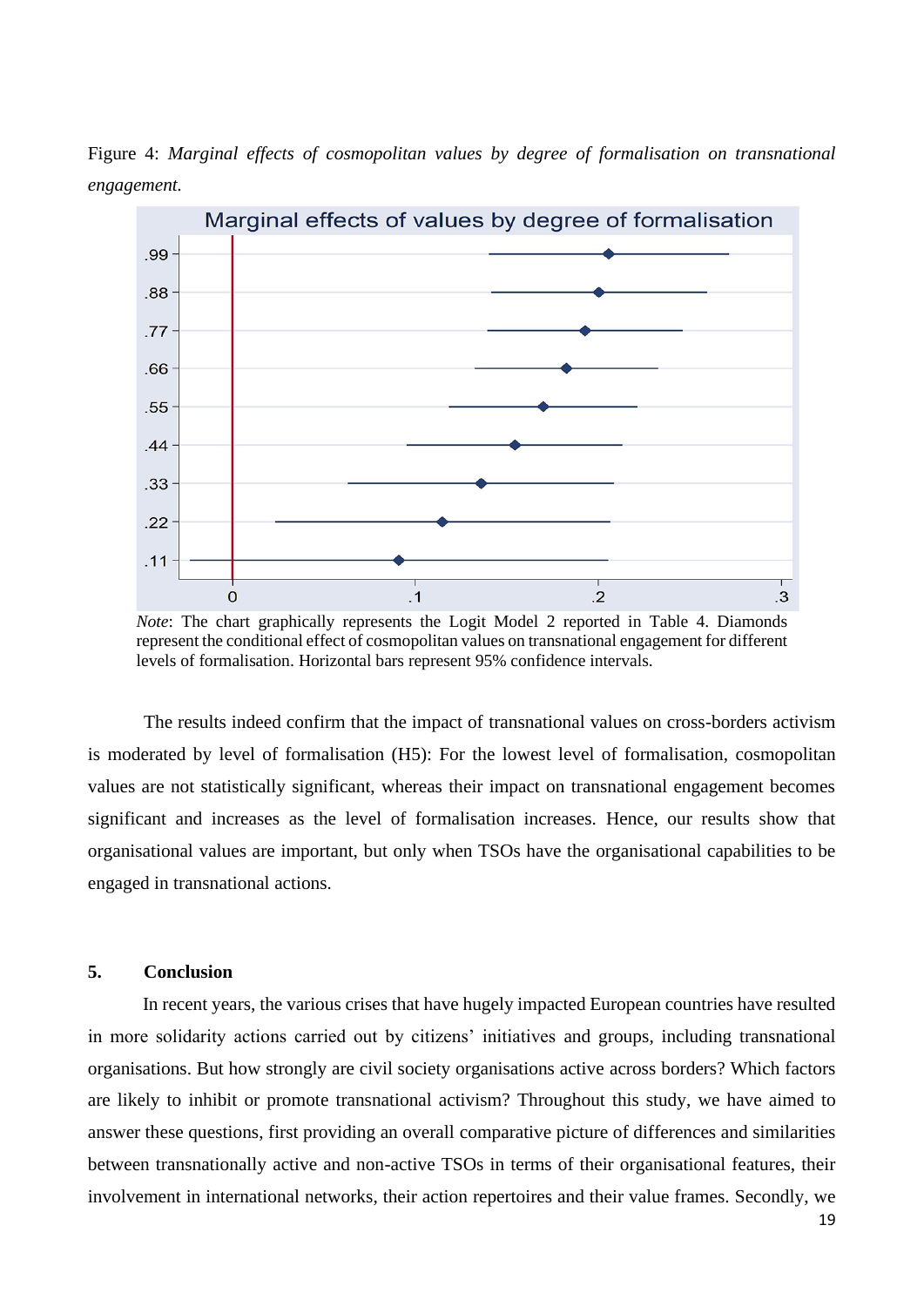Figure 4: *Marginal effects of cosmopolitan values by degree of formalisation on transnational engagement.*

*Note*: The chart graphically represents the Logit Model 2 reported in Table 4. Diamonds represent the conditional effect of cosmopolitan values on transnational engagement for different levels of formalisation. Horizontal bars represent 95% confidence intervals.

The results indeed confirm that the impact of transnational values on cross-borders activism is moderated by level of formalisation (H5): For the lowest level of formalisation, cosmopolitan values are not statistically significant, whereas their impact on transnational engagement becomes significant and increases as the level of formalisation increases. Hence, our results show that organisational values are important, but only when TSOs have the organisational capabilities to be engaged in transnational actions.

## 5. Conclusion

In recent years, the various crises that have hugely impacted European countries have resulted in more solidarity actions carried out by citizens' initiatives and groups, including transnational organisations. But how strongly are civil society organisations active across borders? Which factors are likely to inhibit or promote transnational activism? Throughout this study, we have aimed to answer these questions, first providing an overall comparative picture of differences and similarities between transnationally active and non-active TSOs in terms of their organisational features, their involvement in international networks, their action repertoires and their value frames. Secondly, we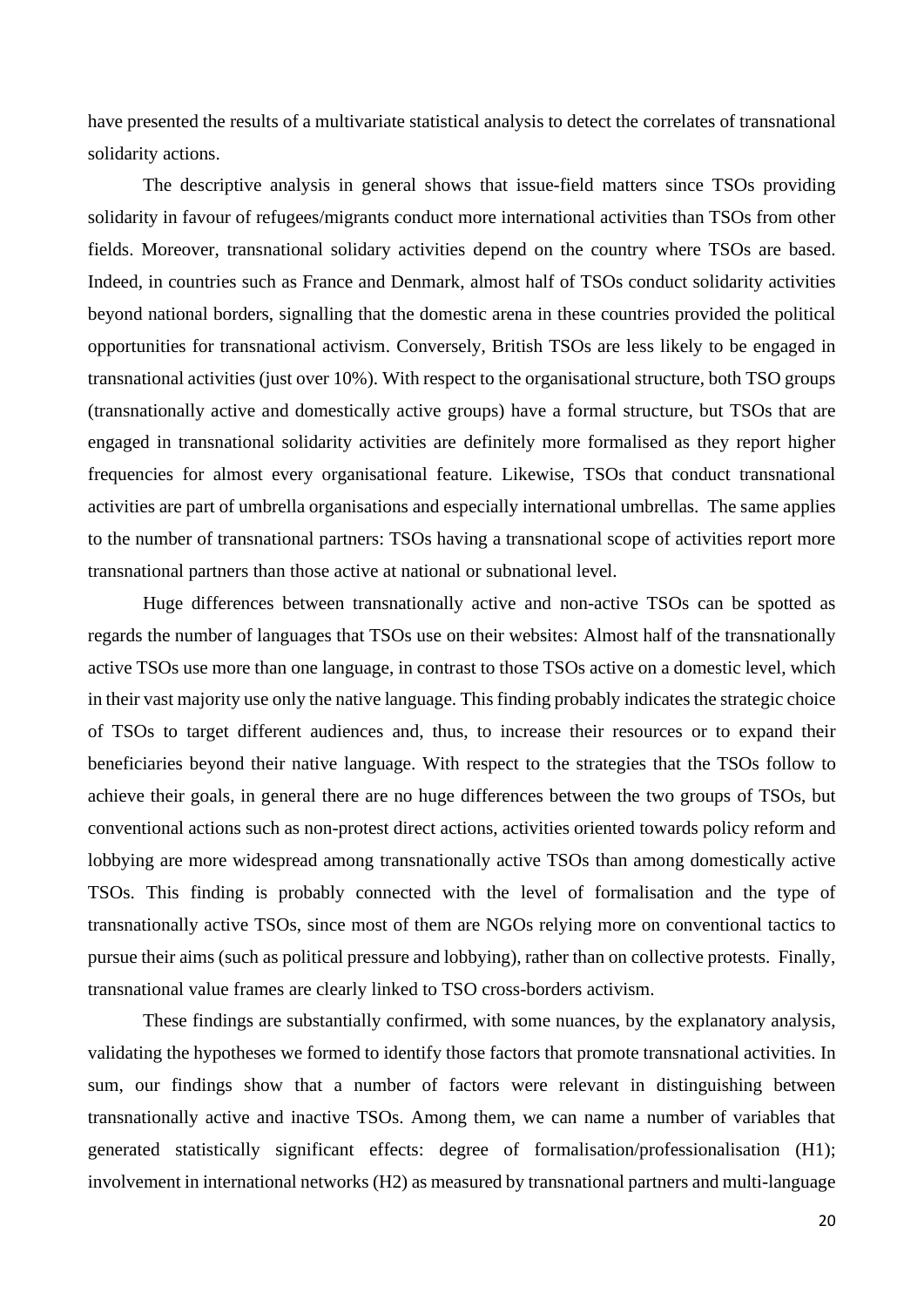have presented the results of a multivariate statistical analysis to detect the correlates of transnational solidarity actions.

The descriptive analysis in general shows that issue-field matters since TSOs providing solidarity in favour of refugees/migrants conduct more international activities than TSOs from other fields. Moreover, transnational solidary activities depend on the country where TSOs are based. Indeed, in countries such as France and Denmark, almost half of TSOs conduct solidarity activities beyond national borders, signalling that the domestic arena in these countries provided the political opportunities for transnational activism. Conversely, British TSOs are less likely to be engaged in transnational activities (just over 10%). With respect to the organisational structure, both TSO groups (transnationally active and domestically active groups) have a formal structure, but TSOs that are engaged in transnational solidarity activities are definitely more formalised as they report higher frequencies for almost every organisational feature. Likewise, TSOs that conduct transnational activities are part of umbrella organisations and especially international umbrellas. The same applies to the number of transnational partners: TSOs having a transnational scope of activities report more transnational partners than those active at national or subnational level.

Huge differences between transnationally active and non-active TSOs can be spotted as regards the number of languages that TSOs use on their websites: Almost half of the transnationally active TSOs use more than one language, in contrast to those TSOs active on a domestic level, which in their vast majority use only the native language. This finding probably indicates the strategic choice of TSOs to target different audiences and, thus, to increase their resources or to expand their beneficiaries beyond their native language. With respect to the strategies that the TSOs follow to achieve their goals, in general there are no huge differences between the two groups of TSOs, but conventional actions such as non-protest direct actions, activities oriented towards policy reform and lobbying are more widespread among transnationally active TSOs than among domestically active TSOs. This finding is probably connected with the level of formalisation and the type of transnationally active TSOs, since most of them are NGOs relying more on conventional tactics to pursue their aims (such as political pressure and lobbying), rather than on collective protests. Finally, transnational value frames are clearly linked to TSO cross-borders activism.

These findings are substantially confirmed, with some nuances, by the explanatory analysis, validating the hypotheses we formed to identify those factors that promote transnational activities. In sum, our findings show that a number of factors were relevant in distinguishing between transnationally active and inactive TSOs. Among them, we can name a number of variables that generated statistically significant effects: degree of formalisation/professionalisation (H1); involvement in international networks (H2) as measured by transnational partners and multi-language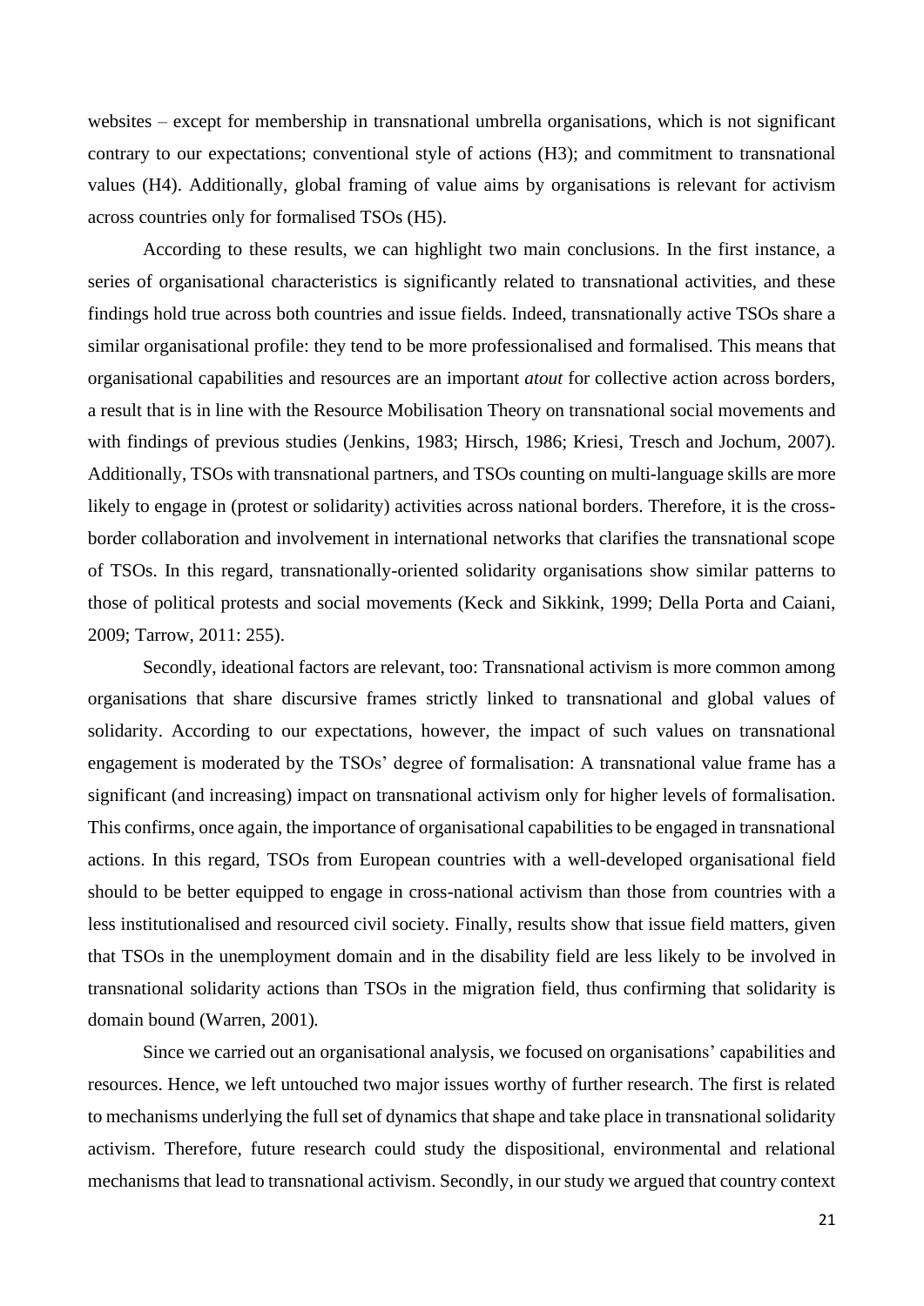websites – except for membership in transnational umbrella organisations, which is not significant contrary to our expectations; conventional style of actions (H3); and commitment to transnational values (H4). Additionally, global framing of value aims by organisations is relevant for activism across countries only for formalised TSOs (H5).

According to these results, we can highlight two main conclusions. In the first instance, a series of organisational characteristics is significantly related to transnational activities, and these findings hold true across both countries and issue fields. Indeed, transnationally active TSOs share a similar organisational profile: they tend to be more professionalised and formalised. This means that organisational capabilities and resources are an important *atout* for collective action across borders, a result that is in line with the Resource Mobilisation Theory on transnational social movements and with findings of previous studies (Jenkins, 1983; Hirsch, 1986; Kriesi, Tresch and Jochum, 2007). Additionally, TSOs with transnational partners, and TSOs counting on multi-language skills are more likely to engage in (protest or solidarity) activities across national borders. Therefore, it is the cross-border collaboration and involvement in international networks that clarifies the transnational scope of TSOs. In this regard, transnationally-oriented solidarity organisations show similar patterns to those of political protests and social movements (Keck and Sikkink, 1999; Della Porta and Caiani, 2009; Tarrow, 2011: 255).

Secondly, ideational factors are relevant, too: Transnational activism is more common among organisations that share discursive frames strictly linked to transnational and global values of solidarity. According to our expectations, however, the impact of such values on transnational engagement is moderated by the TSOs' degree of formalisation: A transnational value frame has a significant (and increasing) impact on transnational activism only for higher levels of formalisation. This confirms, once again, the importance of organisational capabilities to be engaged in transnational actions. In this regard, TSOs from European countries with a well-developed organisational field should to be better equipped to engage in cross-national activism than those from countries with a less institutionalised and resourced civil society. Finally, results show that issue field matters, given that TSOs in the unemployment domain and in the disability field are less likely to be involved in transnational solidarity actions than TSOs in the migration field, thus confirming that solidarity is domain bound (Warren, 2001).

Since we carried out an organisational analysis, we focused on organisations' capabilities and resources. Hence, we left untouched two major issues worthy of further research. The first is related to mechanisms underlying the full set of dynamics that shape and take place in transnational solidarity activism. Therefore, future research could study the dispositional, environmental and relational mechanisms that lead to transnational activism. Secondly, in our study we argued that country context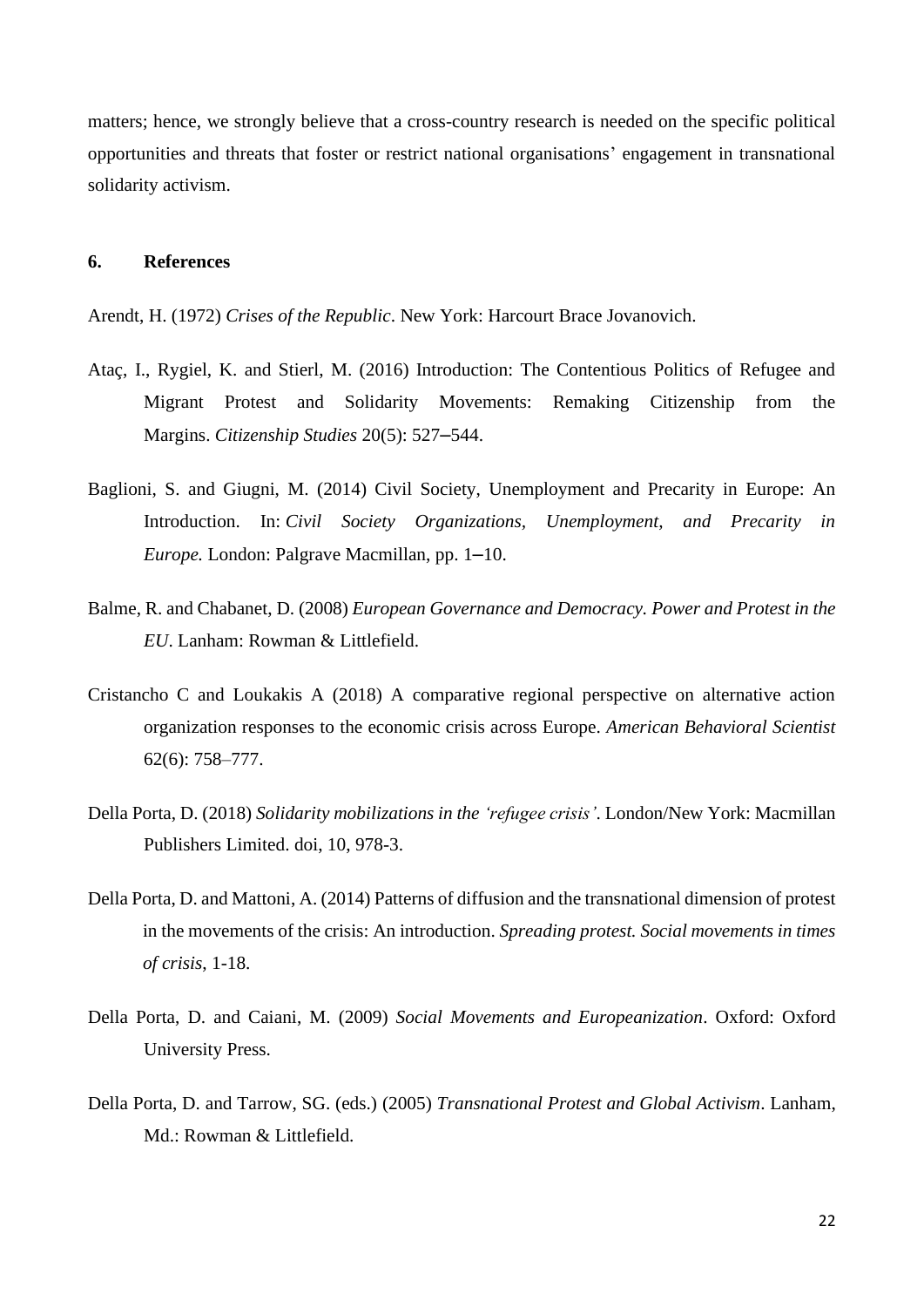matters; hence, we strongly believe that a cross-country research is needed on the specific political opportunities and threats that foster or restrict national organisations' engagement in transnational solidarity activism.

## 6. References

Arendt, H. (1972) *Crises of the Republic*. New York: Harcourt Brace Jovanovich.

Ataç, I., Rygiel, K. and Stierl, M. (2016) Introduction: The Contentious Politics of Refugee and Migrant Protest and Solidarity Movements: Remaking Citizenship from the Margins. *Citizenship Studies* 20(5): 527–544.

Baglioni, S. and Giugni, M. (2014) Civil Society, Unemployment and Precarity in Europe: An Introduction. In: *Civil Society Organizations, Unemployment, and Precarity in Europe.* London: Palgrave Macmillan, pp. 1–10.

Balme, R. and Chabanet, D. (2008) *European Governance and Democracy. Power and Protest in the EU*. Lanham: Rowman & Littlefield.

Cristancho C and Loukakis A (2018) A comparative regional perspective on alternative action organization responses to the economic crisis across Europe. *American Behavioral Scientist* 62(6): 758–777.

Della Porta, D. (2018) *Solidarity mobilizations in the 'refugee crisis'*. London/New York: Macmillan Publishers Limited. doi, 10, 978-3.

Della Porta, D. and Mattoni, A. (2014) Patterns of diffusion and the transnational dimension of protest in the movements of the crisis: An introduction. *Spreading protest. Social movements in times of crisis*, 1-18.

Della Porta, D. and Caiani, M. (2009) *Social Movements and Europeanization*. Oxford: Oxford University Press.

Della Porta, D. and Tarrow, SG. (eds.) (2005) *Transnational Protest and Global Activism*. Lanham, Md.: Rowman & Littlefield.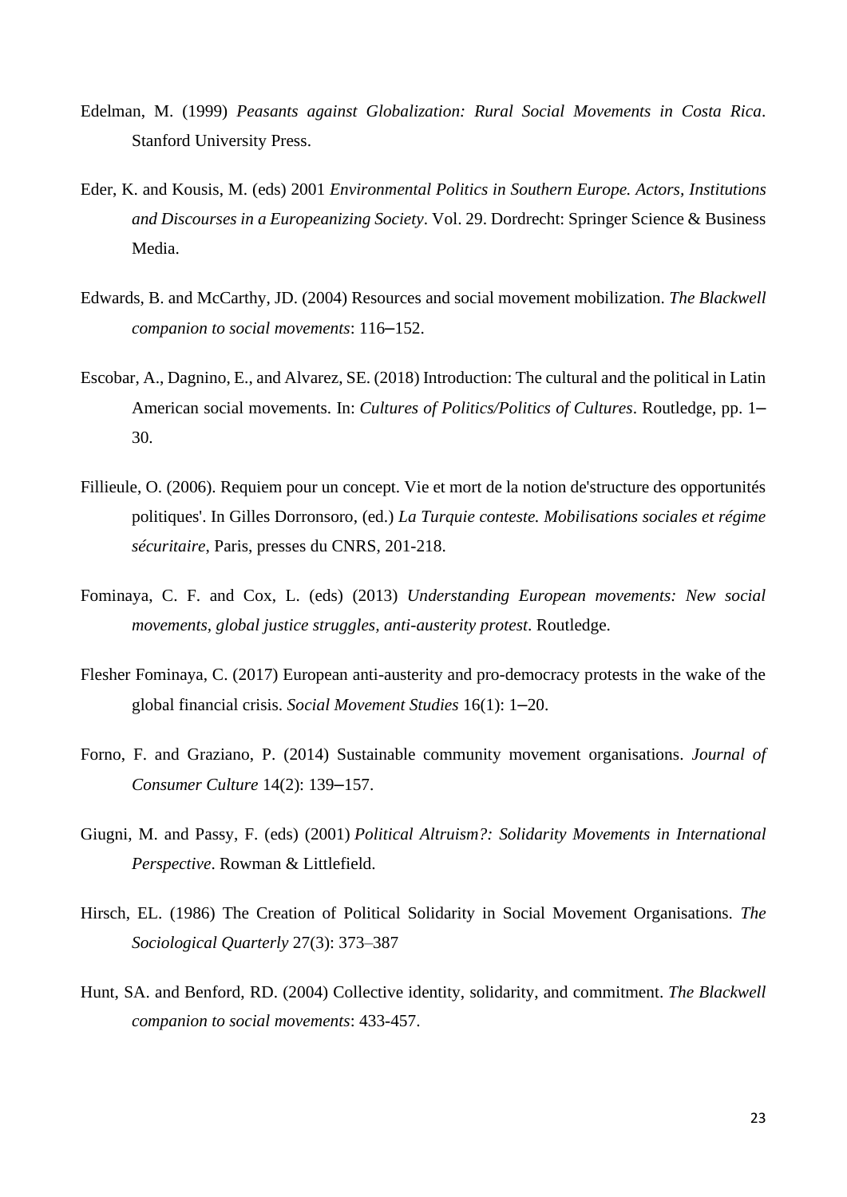Edelman, M. (1999) *Peasants against Globalization: Rural Social Movements in Costa Rica*. Stanford University Press.

Eder, K. and Kousis, M. (eds) 2001 *Environmental Politics in Southern Europe. Actors, Institutions and Discourses in a Europeanizing Society*. Vol. 29. Dordrecht: Springer Science & Business Media.

Edwards, B. and McCarthy, JD. (2004) Resources and social movement mobilization. *The Blackwell companion to social movements*: 116–152.

Escobar, A., Dagnino, E., and Alvarez, SE. (2018) Introduction: The cultural and the political in Latin American social movements. In: *Cultures of Politics/Politics of Cultures*. Routledge, pp. 1–30.

Fillieule, O. (2006). Requiem pour un concept. Vie et mort de la notion de'structure des opportunités politiques'. In Gilles Dorronsoro, (ed.) *La Turquie conteste. Mobilisations sociales et régime sécuritaire*, Paris, presses du CNRS, 201-218.

Fominaya, C. F. and Cox, L. (eds) (2013) *Understanding European movements: New social movements, global justice struggles, anti-austerity protest*. Routledge.

Flesher Fominaya, C. (2017) European anti-austerity and pro-democracy protests in the wake of the global financial crisis. *Social Movement Studies* 16(1): 1–20.

Forno, F. and Graziano, P. (2014) Sustainable community movement organisations. *Journal of Consumer Culture* 14(2): 139–157.

Giugni, M. and Passy, F. (eds) (2001) *Political Altruism?: Solidarity Movements in International Perspective*. Rowman & Littlefield.

Hirsch, EL. (1986) The Creation of Political Solidarity in Social Movement Organisations. *The Sociological Quarterly* 27(3): 373–387

Hunt, SA. and Benford, RD. (2004) Collective identity, solidarity, and commitment. *The Blackwell companion to social movements*: 433-457.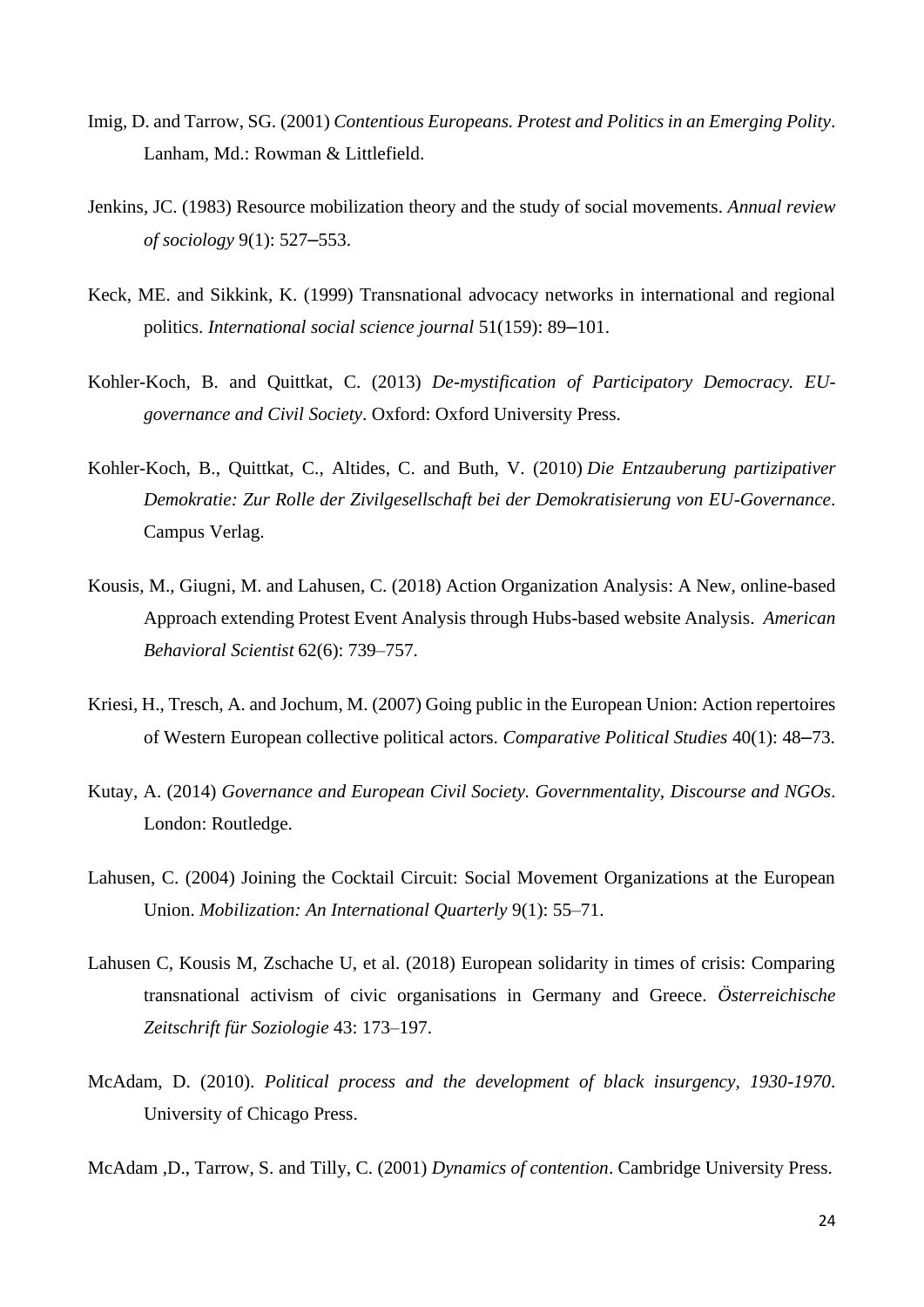Imig, D. and Tarrow, SG. (2001) *Contentious Europeans. Protest and Politics in an Emerging Polity*. Lanham, Md.: Rowman & Littlefield.

Jenkins, JC. (1983) Resource mobilization theory and the study of social movements. *Annual review of sociology* 9(1): 527–553.

Keck, ME. and Sikkink, K. (1999) Transnational advocacy networks in international and regional politics. *International social science journal* 51(159): 89–101.

Kohler-Koch, B. and Quittkat, C. (2013) *De-mystification of Participatory Democracy. EU-governance and Civil Society*. Oxford: Oxford University Press.

Kohler-Koch, B., Quittkat, C., Altides, C. and Buth, V. (2010) *Die Entzauberung partizipativer Demokratie: Zur Rolle der Zivilgesellschaft bei der Demokratisierung von EU-Governance*. Campus Verlag.

Kousis, M., Giugni, M. and Lahusen, C. (2018) Action Organization Analysis: A New, online-based Approach extending Protest Event Analysis through Hubs-based website Analysis. *American Behavioral Scientist* 62(6): 739–757.

Kriesi, H., Tresch, A. and Jochum, M. (2007) Going public in the European Union: Action repertoires of Western European collective political actors. *Comparative Political Studies* 40(1): 48–73.

Kutay, A. (2014) *Governance and European Civil Society. Governmentality, Discourse and NGOs*. London: Routledge.

Lahusen, C. (2004) Joining the Cocktail Circuit: Social Movement Organizations at the European Union. *Mobilization: An International Quarterly* 9(1): 55–71.

Lahusen C, Kousis M, Zschache U, et al. (2018) European solidarity in times of crisis: Comparing transnational activism of civic organisations in Germany and Greece. *Österreichische Zeitschrift für Soziologie* 43: 173–197.

McAdam, D. (2010). *Political process and the development of black insurgency, 1930-1970*. University of Chicago Press.

McAdam ,D., Tarrow, S. and Tilly, C. (2001) *Dynamics of contention*. Cambridge University Press.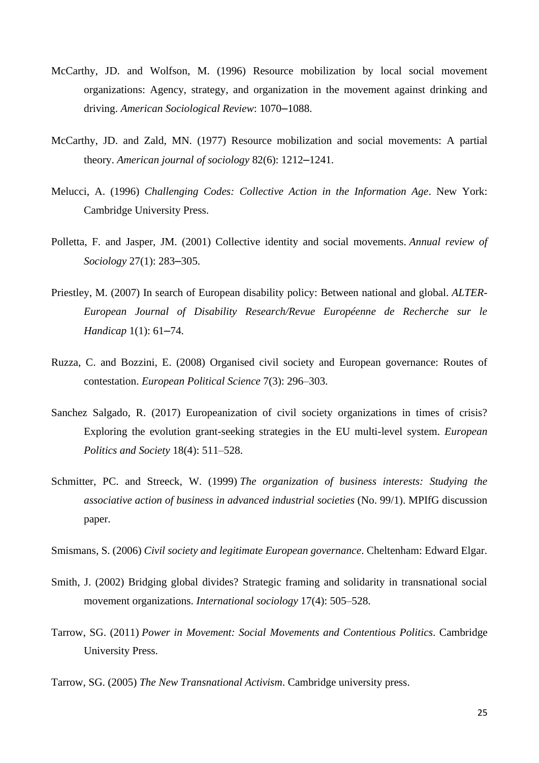McCarthy, JD. and Wolfson, M. (1996) Resource mobilization by local social movement organizations: Agency, strategy, and organization in the movement against drinking and driving. *American Sociological Review*: 1070–1088.

McCarthy, JD. and Zald, MN. (1977) Resource mobilization and social movements: A partial theory. *American journal of sociology* 82(6): 1212–1241.

Melucci, A. (1996) *Challenging Codes: Collective Action in the Information Age*. New York: Cambridge University Press.

Polletta, F. and Jasper, JM. (2001) Collective identity and social movements. *Annual review of Sociology* 27(1): 283–305.

Priestley, M. (2007) In search of European disability policy: Between national and global. *ALTER-European Journal of Disability Research/Revue Européenne de Recherche sur le Handicap* 1(1): 61–74.

Ruzza, C. and Bozzini, E. (2008) Organised civil society and European governance: Routes of contestation. *European Political Science* 7(3): 296–303.

Sanchez Salgado, R. (2017) Europeanization of civil society organizations in times of crisis? Exploring the evolution grant-seeking strategies in the EU multi-level system. *European Politics and Society* 18(4): 511–528.

Schmitter, PC. and Streeck, W. (1999) *The organization of business interests: Studying the associative action of business in advanced industrial societies* (No. 99/1). MPIfG discussion paper.

Smismans, S. (2006) *Civil society and legitimate European governance*. Cheltenham: Edward Elgar.

Smith, J. (2002) Bridging global divides? Strategic framing and solidarity in transnational social movement organizations. *International sociology* 17(4): 505–528.

Tarrow, SG. (2011) *Power in Movement: Social Movements and Contentious Politics*. Cambridge University Press.

Tarrow, SG. (2005) *The New Transnational Activism*. Cambridge university press.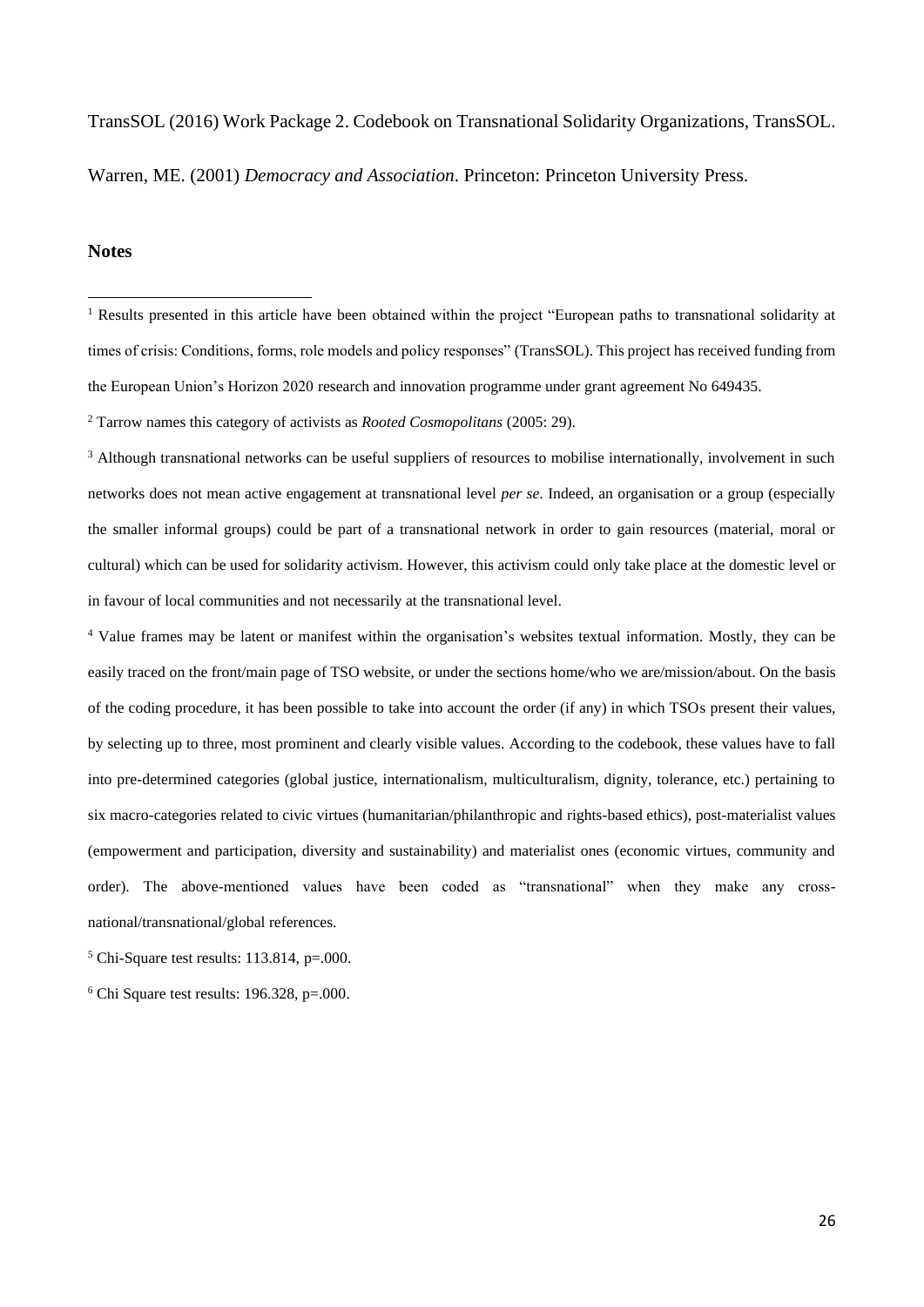TransSOL (2016) Work Package 2. Codebook on Transnational Solidarity Organizations, TransSOL.

Warren, ME. (2001) *Democracy and Association*. Princeton: Princeton University Press.

**Notes**

[1] Results presented in this article have been obtained within the project "European paths to transnational solidarity at times of crisis: Conditions, forms, role models and policy responses" (TransSOL). This project has received funding from the European Union's Horizon 2020 research and innovation programme under grant agreement No 649435.

[2] Tarrow names this category of activists as *Rooted Cosmopolitans* (2005: 29).

[3] Although transnational networks can be useful suppliers of resources to mobilise internationally, involvement in such networks does not mean active engagement at transnational level *per se*. Indeed, an organisation or a group (especially the smaller informal groups) could be part of a transnational network in order to gain resources (material, moral or cultural) which can be used for solidarity activism. However, this activism could only take place at the domestic level or in favour of local communities and not necessarily at the transnational level.

[4] Value frames may be latent or manifest within the organisation's websites textual information. Mostly, they can be easily traced on the front/main page of TSO website, or under the sections home/who we are/mission/about. On the basis of the coding procedure, it has been possible to take into account the order (if any) in which TSOs present their values, by selecting up to three, most prominent and clearly visible values. According to the codebook, these values have to fall into pre-determined categories (global justice, internationalism, multiculturalism, dignity, tolerance, etc.) pertaining to six macro-categories related to civic virtues (humanitarian/philanthropic and rights-based ethics), post-materialist values (empowerment and participation, diversity and sustainability) and materialist ones (economic virtues, community and order). The above-mentioned values have been coded as "transnational" when they make any cross-national/transnational/global references.

[5] Chi-Square test results: 113.814, p=.000.

[6] Chi Square test results: 196.328, p=.000.